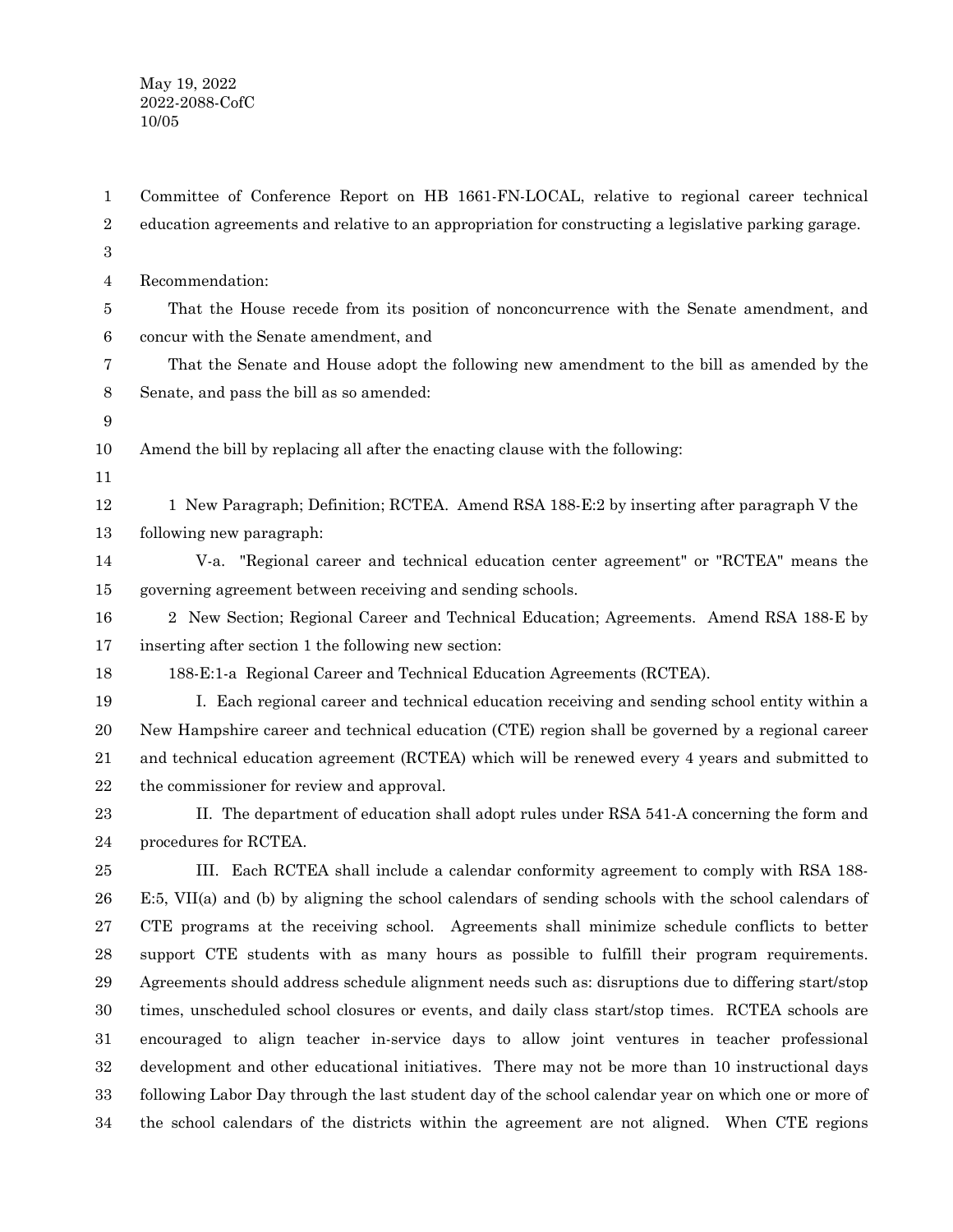May 19, 2022
2022-2088-CofC
10/05

Committee of Conference Report on HB 1661-FN-LOCAL, relative to regional career technical education agreements and relative to an appropriation for constructing a legislative parking garage.

Recommendation:

That the House recede from its position of nonconcurrence with the Senate amendment, and concur with the Senate amendment, and

That the Senate and House adopt the following new amendment to the bill as amended by the Senate, and pass the bill as so amended:

Amend the bill by replacing all after the enacting clause with the following:

1 New Paragraph; Definition; RCTEA. Amend RSA 188-E:2 by inserting after paragraph V the following new paragraph:

V-a. "Regional career and technical education center agreement" or "RCTEA" means the governing agreement between receiving and sending schools.

2 New Section; Regional Career and Technical Education; Agreements. Amend RSA 188-E by inserting after section 1 the following new section:

188-E:1-a Regional Career and Technical Education Agreements (RCTEA).

I. Each regional career and technical education receiving and sending school entity within a New Hampshire career and technical education (CTE) region shall be governed by a regional career and technical education agreement (RCTEA) which will be renewed every 4 years and submitted to the commissioner for review and approval.

II. The department of education shall adopt rules under RSA 541-A concerning the form and procedures for RCTEA.

III. Each RCTEA shall include a calendar conformity agreement to comply with RSA 188-E:5, VII(a) and (b) by aligning the school calendars of sending schools with the school calendars of CTE programs at the receiving school. Agreements shall minimize schedule conflicts to better support CTE students with as many hours as possible to fulfill their program requirements. Agreements should address schedule alignment needs such as: disruptions due to differing start/stop times, unscheduled school closures or events, and daily class start/stop times. RCTEA schools are encouraged to align teacher in-service days to allow joint ventures in teacher professional development and other educational initiatives. There may not be more than 10 instructional days following Labor Day through the last student day of the school calendar year on which one or more of the school calendars of the districts within the agreement are not aligned. When CTE regions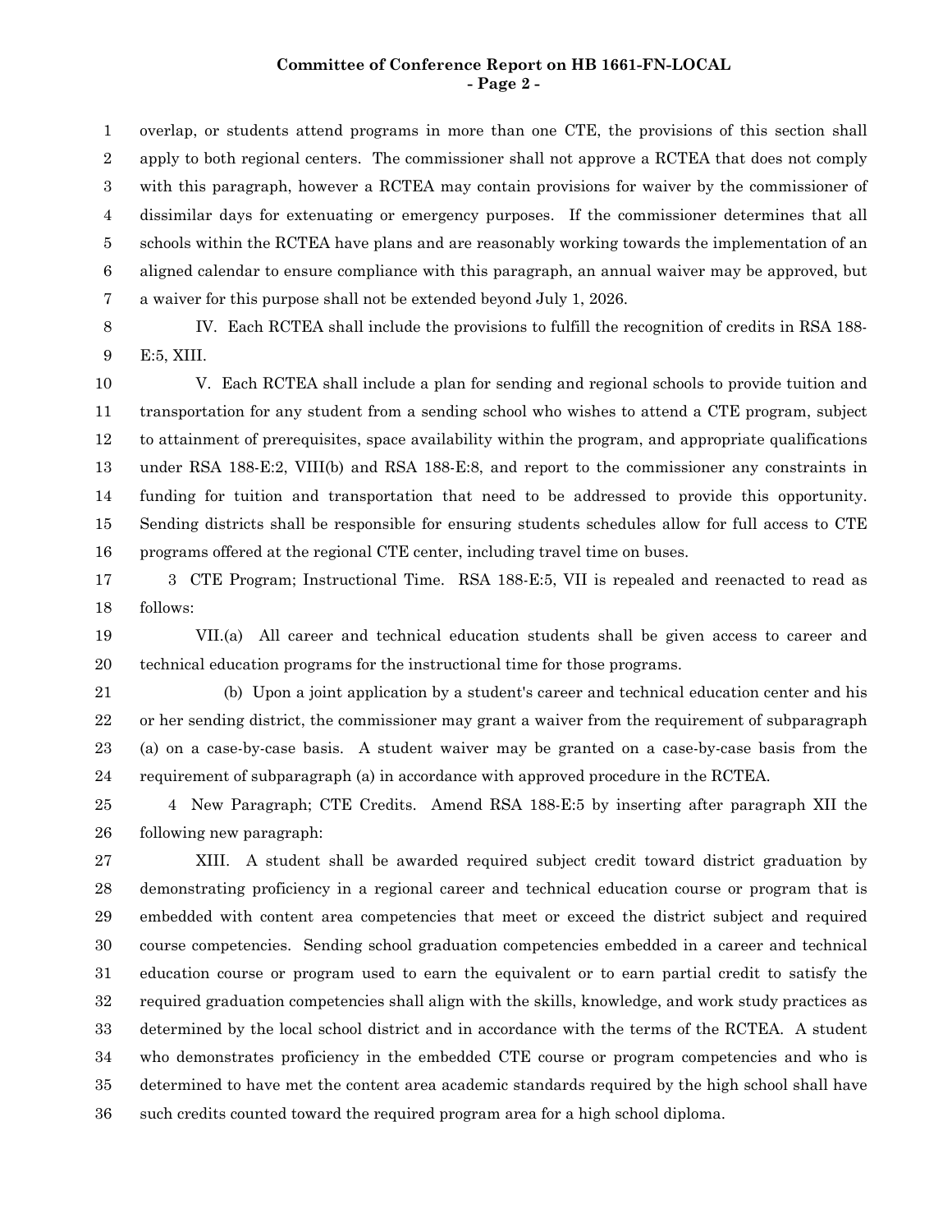overlap, or students attend programs in more than one CTE, the provisions of this section shall apply to both regional centers. The commissioner shall not approve a RCTEA that does not comply with this paragraph, however a RCTEA may contain provisions for waiver by the commissioner of dissimilar days for extenuating or emergency purposes. If the commissioner determines that all schools within the RCTEA have plans and are reasonably working towards the implementation of an aligned calendar to ensure compliance with this paragraph, an annual waiver may be approved, but a waiver for this purpose shall not be extended beyond July 1, 2026.

IV. Each RCTEA shall include the provisions to fulfill the recognition of credits in RSA 188-E:5, XIII.

V. Each RCTEA shall include a plan for sending and regional schools to provide tuition and transportation for any student from a sending school who wishes to attend a CTE program, subject to attainment of prerequisites, space availability within the program, and appropriate qualifications under RSA 188-E:2, VIII(b) and RSA 188-E:8, and report to the commissioner any constraints in funding for tuition and transportation that need to be addressed to provide this opportunity. Sending districts shall be responsible for ensuring students schedules allow for full access to CTE programs offered at the regional CTE center, including travel time on buses.

3 CTE Program; Instructional Time. RSA 188-E:5, VII is repealed and reenacted to read as follows:

VII.(a) All career and technical education students shall be given access to career and technical education programs for the instructional time for those programs.

(b) Upon a joint application by a student's career and technical education center and his or her sending district, the commissioner may grant a waiver from the requirement of subparagraph (a) on a case-by-case basis. A student waiver may be granted on a case-by-case basis from the requirement of subparagraph (a) in accordance with approved procedure in the RCTEA.

4 New Paragraph; CTE Credits. Amend RSA 188-E:5 by inserting after paragraph XII the following new paragraph:

XIII. A student shall be awarded required subject credit toward district graduation by demonstrating proficiency in a regional career and technical education course or program that is embedded with content area competencies that meet or exceed the district subject and required course competencies. Sending school graduation competencies embedded in a career and technical education course or program used to earn the equivalent or to earn partial credit to satisfy the required graduation competencies shall align with the skills, knowledge, and work study practices as determined by the local school district and in accordance with the terms of the RCTEA. A student who demonstrates proficiency in the embedded CTE course or program competencies and who is determined to have met the content area academic standards required by the high school shall have such credits counted toward the required program area for a high school diploma.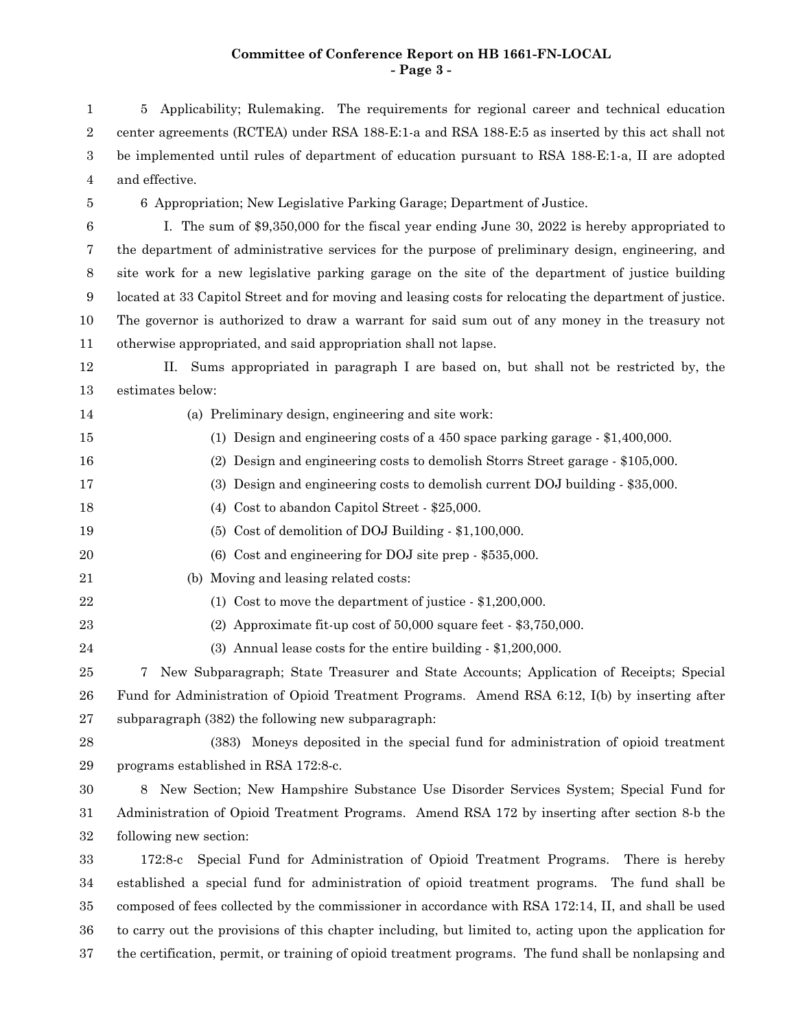5 Applicability; Rulemaking. The requirements for regional career and technical education center agreements (RCTEA) under RSA 188-E:1-a and RSA 188-E:5 as inserted by this act shall not be implemented until rules of department of education pursuant to RSA 188-E:1-a, II are adopted and effective.

6 Appropriation; New Legislative Parking Garage; Department of Justice.

I. The sum of $9,350,000 for the fiscal year ending June 30, 2022 is hereby appropriated to the department of administrative services for the purpose of preliminary design, engineering, and site work for a new legislative parking garage on the site of the department of justice building located at 33 Capitol Street and for moving and leasing costs for relocating the department of justice. The governor is authorized to draw a warrant for said sum out of any money in the treasury not otherwise appropriated, and said appropriation shall not lapse.

II. Sums appropriated in paragraph I are based on, but shall not be restricted by, the estimates below:

(a) Preliminary design, engineering and site work:

(1) Design and engineering costs of a 450 space parking garage - $1,400,000.

(2) Design and engineering costs to demolish Storrs Street garage - $105,000.

(3) Design and engineering costs to demolish current DOJ building - $35,000.

(4) Cost to abandon Capitol Street - $25,000.

(5) Cost of demolition of DOJ Building - $1,100,000.

(6) Cost and engineering for DOJ site prep - $535,000.

(b) Moving and leasing related costs:

(1) Cost to move the department of justice - $1,200,000.

(2) Approximate fit-up cost of 50,000 square feet - $3,750,000.

(3) Annual lease costs for the entire building - $1,200,000.

7 New Subparagraph; State Treasurer and State Accounts; Application of Receipts; Special Fund for Administration of Opioid Treatment Programs. Amend RSA 6:12, I(b) by inserting after subparagraph (382) the following new subparagraph:

(383) Moneys deposited in the special fund for administration of opioid treatment programs established in RSA 172:8-c.

8 New Section; New Hampshire Substance Use Disorder Services System; Special Fund for Administration of Opioid Treatment Programs. Amend RSA 172 by inserting after section 8-b the following new section:

172:8-c Special Fund for Administration of Opioid Treatment Programs. There is hereby established a special fund for administration of opioid treatment programs. The fund shall be composed of fees collected by the commissioner in accordance with RSA 172:14, II, and shall be used to carry out the provisions of this chapter including, but limited to, acting upon the application for the certification, permit, or training of opioid treatment programs. The fund shall be nonlapsing and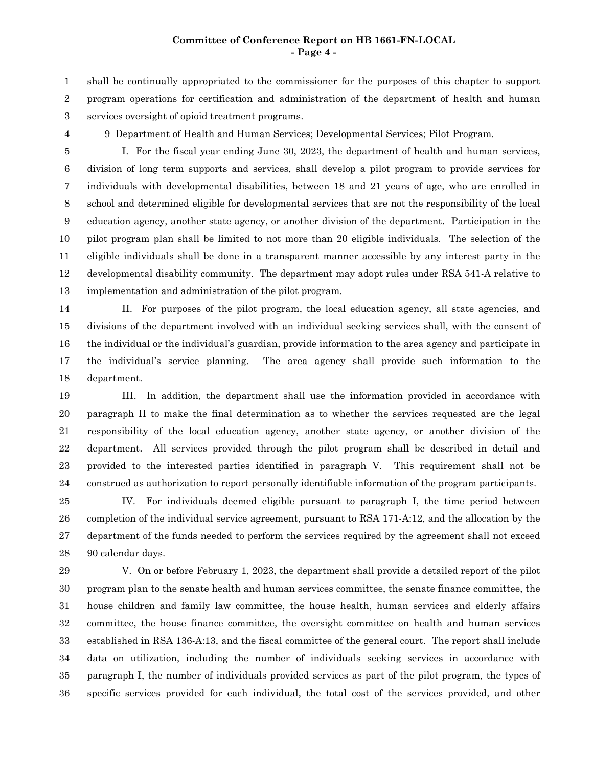shall be continually appropriated to the commissioner for the purposes of this chapter to support program operations for certification and administration of the department of health and human services oversight of opioid treatment programs.

9 Department of Health and Human Services; Developmental Services; Pilot Program.

I. For the fiscal year ending June 30, 2023, the department of health and human services, division of long term supports and services, shall develop a pilot program to provide services for individuals with developmental disabilities, between 18 and 21 years of age, who are enrolled in school and determined eligible for developmental services that are not the responsibility of the local education agency, another state agency, or another division of the department. Participation in the pilot program plan shall be limited to not more than 20 eligible individuals. The selection of the eligible individuals shall be done in a transparent manner accessible by any interest party in the developmental disability community. The department may adopt rules under RSA 541-A relative to implementation and administration of the pilot program.

II. For purposes of the pilot program, the local education agency, all state agencies, and divisions of the department involved with an individual seeking services shall, with the consent of the individual or the individual's guardian, provide information to the area agency and participate in the individual's service planning. The area agency shall provide such information to the department.

III. In addition, the department shall use the information provided in accordance with paragraph II to make the final determination as to whether the services requested are the legal responsibility of the local education agency, another state agency, or another division of the department. All services provided through the pilot program shall be described in detail and provided to the interested parties identified in paragraph V. This requirement shall not be construed as authorization to report personally identifiable information of the program participants.

IV. For individuals deemed eligible pursuant to paragraph I, the time period between completion of the individual service agreement, pursuant to RSA 171-A:12, and the allocation by the department of the funds needed to perform the services required by the agreement shall not exceed 90 calendar days.

V. On or before February 1, 2023, the department shall provide a detailed report of the pilot program plan to the senate health and human services committee, the senate finance committee, the house children and family law committee, the house health, human services and elderly affairs committee, the house finance committee, the oversight committee on health and human services established in RSA 136-A:13, and the fiscal committee of the general court. The report shall include data on utilization, including the number of individuals seeking services in accordance with paragraph I, the number of individuals provided services as part of the pilot program, the types of specific services provided for each individual, the total cost of the services provided, and other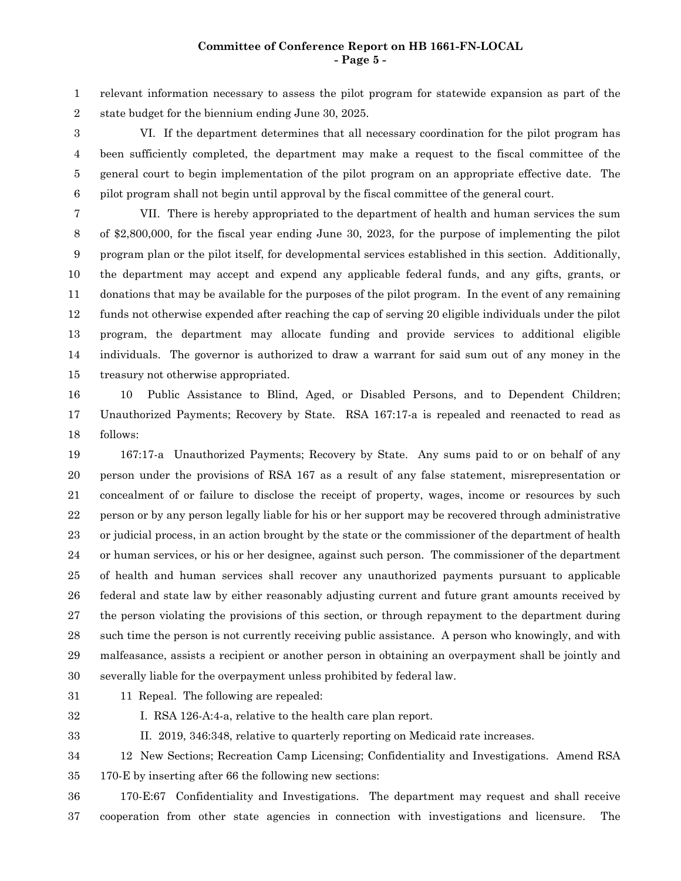relevant information necessary to assess the pilot program for statewide expansion as part of the state budget for the biennium ending June 30, 2025.

VI. If the department determines that all necessary coordination for the pilot program has been sufficiently completed, the department may make a request to the fiscal committee of the general court to begin implementation of the pilot program on an appropriate effective date. The pilot program shall not begin until approval by the fiscal committee of the general court.

VII. There is hereby appropriated to the department of health and human services the sum of $2,800,000, for the fiscal year ending June 30, 2023, for the purpose of implementing the pilot program plan or the pilot itself, for developmental services established in this section. Additionally, the department may accept and expend any applicable federal funds, and any gifts, grants, or donations that may be available for the purposes of the pilot program. In the event of any remaining funds not otherwise expended after reaching the cap of serving 20 eligible individuals under the pilot program, the department may allocate funding and provide services to additional eligible individuals. The governor is authorized to draw a warrant for said sum out of any money in the treasury not otherwise appropriated.

10 Public Assistance to Blind, Aged, or Disabled Persons, and to Dependent Children; Unauthorized Payments; Recovery by State. RSA 167:17-a is repealed and reenacted to read as follows:

167:17-a Unauthorized Payments; Recovery by State. Any sums paid to or on behalf of any person under the provisions of RSA 167 as a result of any false statement, misrepresentation or concealment of or failure to disclose the receipt of property, wages, income or resources by such person or by any person legally liable for his or her support may be recovered through administrative or judicial process, in an action brought by the state or the commissioner of the department of health or human services, or his or her designee, against such person. The commissioner of the department of health and human services shall recover any unauthorized payments pursuant to applicable federal and state law by either reasonably adjusting current and future grant amounts received by the person violating the provisions of this section, or through repayment to the department during such time the person is not currently receiving public assistance. A person who knowingly, and with malfeasance, assists a recipient or another person in obtaining an overpayment shall be jointly and severally liable for the overpayment unless prohibited by federal law.

11 Repeal. The following are repealed:

I. RSA 126-A:4-a, relative to the health care plan report.

II. 2019, 346:348, relative to quarterly reporting on Medicaid rate increases.

12 New Sections; Recreation Camp Licensing; Confidentiality and Investigations. Amend RSA 170-E by inserting after 66 the following new sections:

170-E:67 Confidentiality and Investigations. The department may request and shall receive cooperation from other state agencies in connection with investigations and licensure. The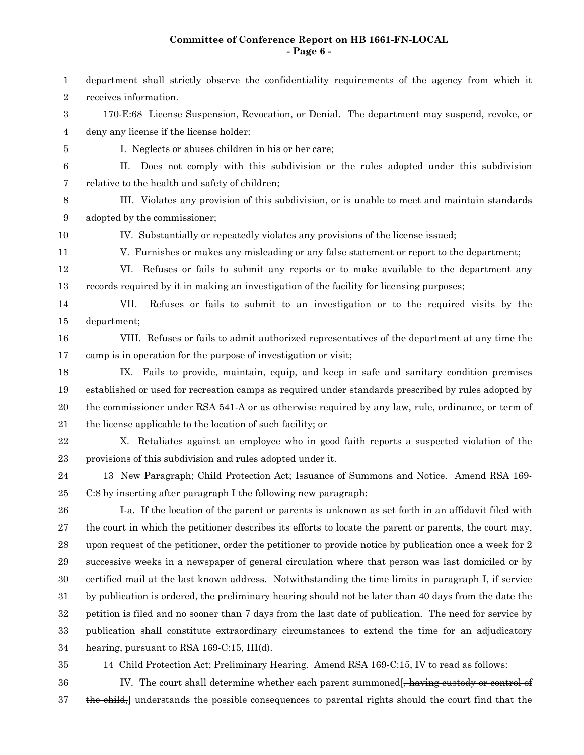department shall strictly observe the confidentiality requirements of the agency from which it receives information.

170-E:68 License Suspension, Revocation, or Denial. The department may suspend, revoke, or deny any license if the license holder:

I. Neglects or abuses children in his or her care;

II. Does not comply with this subdivision or the rules adopted under this subdivision relative to the health and safety of children;

III. Violates any provision of this subdivision, or is unable to meet and maintain standards adopted by the commissioner;

IV. Substantially or repeatedly violates any provisions of the license issued;

V. Furnishes or makes any misleading or any false statement or report to the department;

VI. Refuses or fails to submit any reports or to make available to the department any records required by it in making an investigation of the facility for licensing purposes;

VII. Refuses or fails to submit to an investigation or to the required visits by the department;

VIII. Refuses or fails to admit authorized representatives of the department at any time the camp is in operation for the purpose of investigation or visit;

IX. Fails to provide, maintain, equip, and keep in safe and sanitary condition premises established or used for recreation camps as required under standards prescribed by rules adopted by the commissioner under RSA 541-A or as otherwise required by any law, rule, ordinance, or term of the license applicable to the location of such facility; or

X. Retaliates against an employee who in good faith reports a suspected violation of the provisions of this subdivision and rules adopted under it.

13 New Paragraph; Child Protection Act; Issuance of Summons and Notice. Amend RSA 169-C:8 by inserting after paragraph I the following new paragraph:

I-a. If the location of the parent or parents is unknown as set forth in an affidavit filed with the court in which the petitioner describes its efforts to locate the parent or parents, the court may, upon request of the petitioner, order the petitioner to provide notice by publication once a week for 2 successive weeks in a newspaper of general circulation where that person was last domiciled or by certified mail at the last known address. Notwithstanding the time limits in paragraph I, if service by publication is ordered, the preliminary hearing should not be later than 40 days from the date the petition is filed and no sooner than 7 days from the last date of publication. The need for service by publication shall constitute extraordinary circumstances to extend the time for an adjudicatory hearing, pursuant to RSA 169-C:15, III(d).

14 Child Protection Act; Preliminary Hearing. Amend RSA 169-C:15, IV to read as follows:

IV. The court shall determine whether each parent summoned[~~, having custody or control of the child,~~] understands the possible consequences to parental rights should the court find that the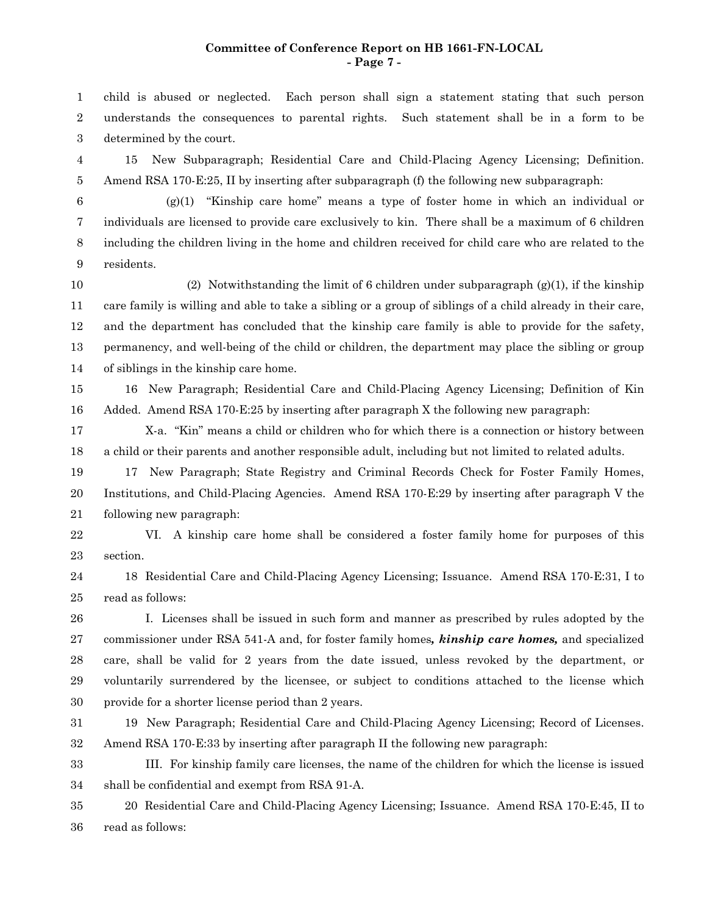child is abused or neglected. Each person shall sign a statement stating that such person understands the consequences to parental rights. Such statement shall be in a form to be determined by the court.

15 New Subparagraph; Residential Care and Child-Placing Agency Licensing; Definition. Amend RSA 170-E:25, II by inserting after subparagraph (f) the following new subparagraph:

(g)(1) "Kinship care home" means a type of foster home in which an individual or individuals are licensed to provide care exclusively to kin. There shall be a maximum of 6 children including the children living in the home and children received for child care who are related to the residents.

(2) Notwithstanding the limit of 6 children under subparagraph (g)(1), if the kinship care family is willing and able to take a sibling or a group of siblings of a child already in their care, and the department has concluded that the kinship care family is able to provide for the safety, permanency, and well-being of the child or children, the department may place the sibling or group of siblings in the kinship care home.

16 New Paragraph; Residential Care and Child-Placing Agency Licensing; Definition of Kin Added. Amend RSA 170-E:25 by inserting after paragraph X the following new paragraph:

X-a. "Kin" means a child or children who for which there is a connection or history between a child or their parents and another responsible adult, including but not limited to related adults.

17 New Paragraph; State Registry and Criminal Records Check for Foster Family Homes, Institutions, and Child-Placing Agencies. Amend RSA 170-E:29 by inserting after paragraph V the following new paragraph:

VI. A kinship care home shall be considered a foster family home for purposes of this section.

18 Residential Care and Child-Placing Agency Licensing; Issuance. Amend RSA 170-E:31, I to read as follows:

I. Licenses shall be issued in such form and manner as prescribed by rules adopted by the commissioner under RSA 541-A and, for foster family homes***, kinship care homes,*** and specialized care, shall be valid for 2 years from the date issued, unless revoked by the department, or voluntarily surrendered by the licensee, or subject to conditions attached to the license which provide for a shorter license period than 2 years.

19 New Paragraph; Residential Care and Child-Placing Agency Licensing; Record of Licenses. Amend RSA 170-E:33 by inserting after paragraph II the following new paragraph:

III. For kinship family care licenses, the name of the children for which the license is issued shall be confidential and exempt from RSA 91-A.

20 Residential Care and Child-Placing Agency Licensing; Issuance. Amend RSA 170-E:45, II to read as follows: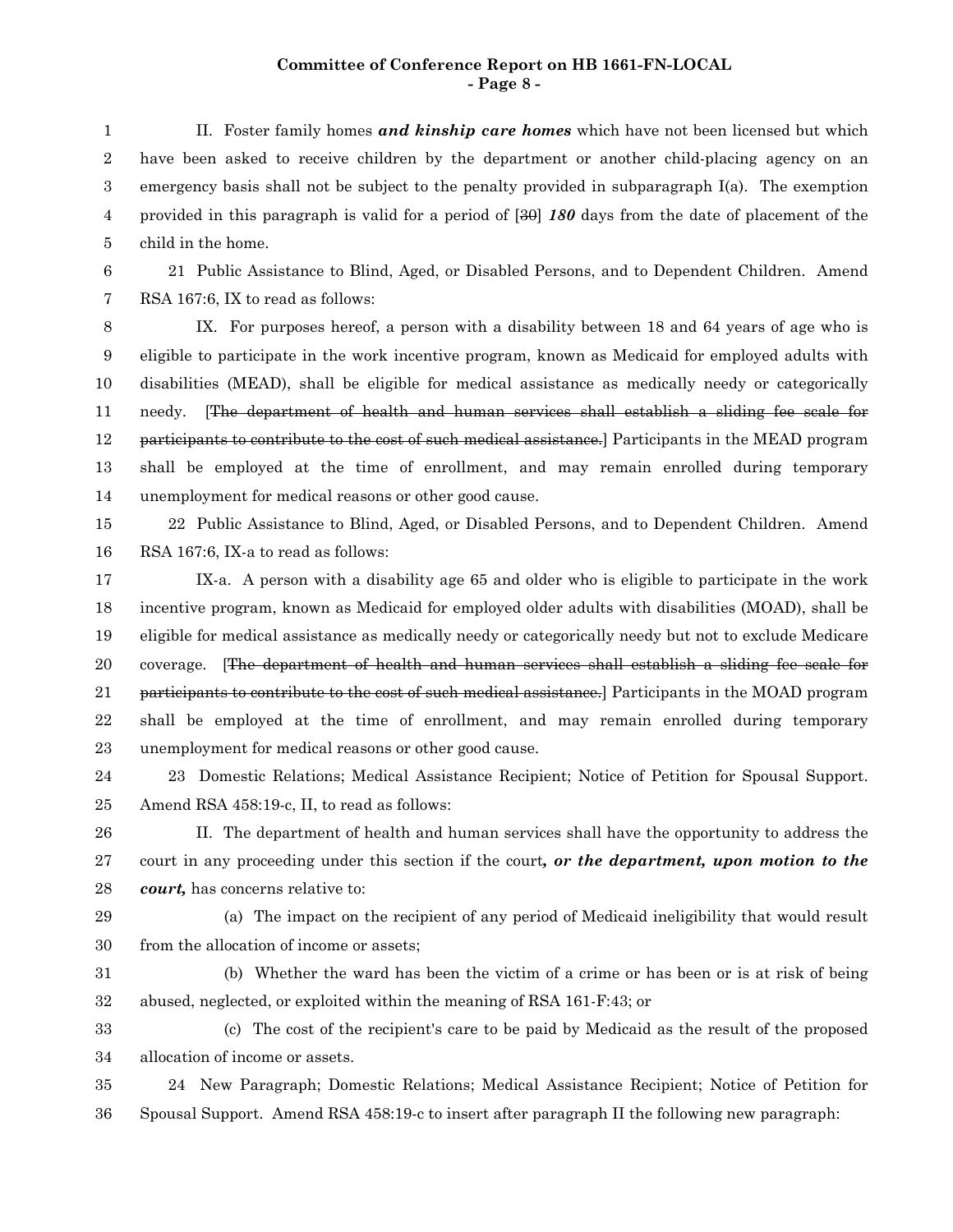II. Foster family homes ***and kinship care homes*** which have not been licensed but which have been asked to receive children by the department or another child-placing agency on an emergency basis shall not be subject to the penalty provided in subparagraph I(a). The exemption provided in this paragraph is valid for a period of [~~30~~] ***180*** days from the date of placement of the child in the home.

21 Public Assistance to Blind, Aged, or Disabled Persons, and to Dependent Children. Amend RSA 167:6, IX to read as follows:

IX. For purposes hereof, a person with a disability between 18 and 64 years of age who is eligible to participate in the work incentive program, known as Medicaid for employed adults with disabilities (MEAD), shall be eligible for medical assistance as medically needy or categorically needy. [~~The department of health and human services shall establish a sliding fee scale for participants to contribute to the cost of such medical assistance.~~] Participants in the MEAD program shall be employed at the time of enrollment, and may remain enrolled during temporary unemployment for medical reasons or other good cause.

22 Public Assistance to Blind, Aged, or Disabled Persons, and to Dependent Children. Amend RSA 167:6, IX-a to read as follows:

IX-a. A person with a disability age 65 and older who is eligible to participate in the work incentive program, known as Medicaid for employed older adults with disabilities (MOAD), shall be eligible for medical assistance as medically needy or categorically needy but not to exclude Medicare coverage. [~~The department of health and human services shall establish a sliding fee scale for participants to contribute to the cost of such medical assistance.~~] Participants in the MOAD program shall be employed at the time of enrollment, and may remain enrolled during temporary unemployment for medical reasons or other good cause.

23 Domestic Relations; Medical Assistance Recipient; Notice of Petition for Spousal Support. Amend RSA 458:19-c, II, to read as follows:

II. The department of health and human services shall have the opportunity to address the court in any proceeding under this section if the court***, or the department, upon motion to the court,*** has concerns relative to:

(a) The impact on the recipient of any period of Medicaid ineligibility that would result from the allocation of income or assets;

(b) Whether the ward has been the victim of a crime or has been or is at risk of being abused, neglected, or exploited within the meaning of RSA 161-F:43; or

(c) The cost of the recipient's care to be paid by Medicaid as the result of the proposed allocation of income or assets.

24 New Paragraph; Domestic Relations; Medical Assistance Recipient; Notice of Petition for Spousal Support. Amend RSA 458:19-c to insert after paragraph II the following new paragraph: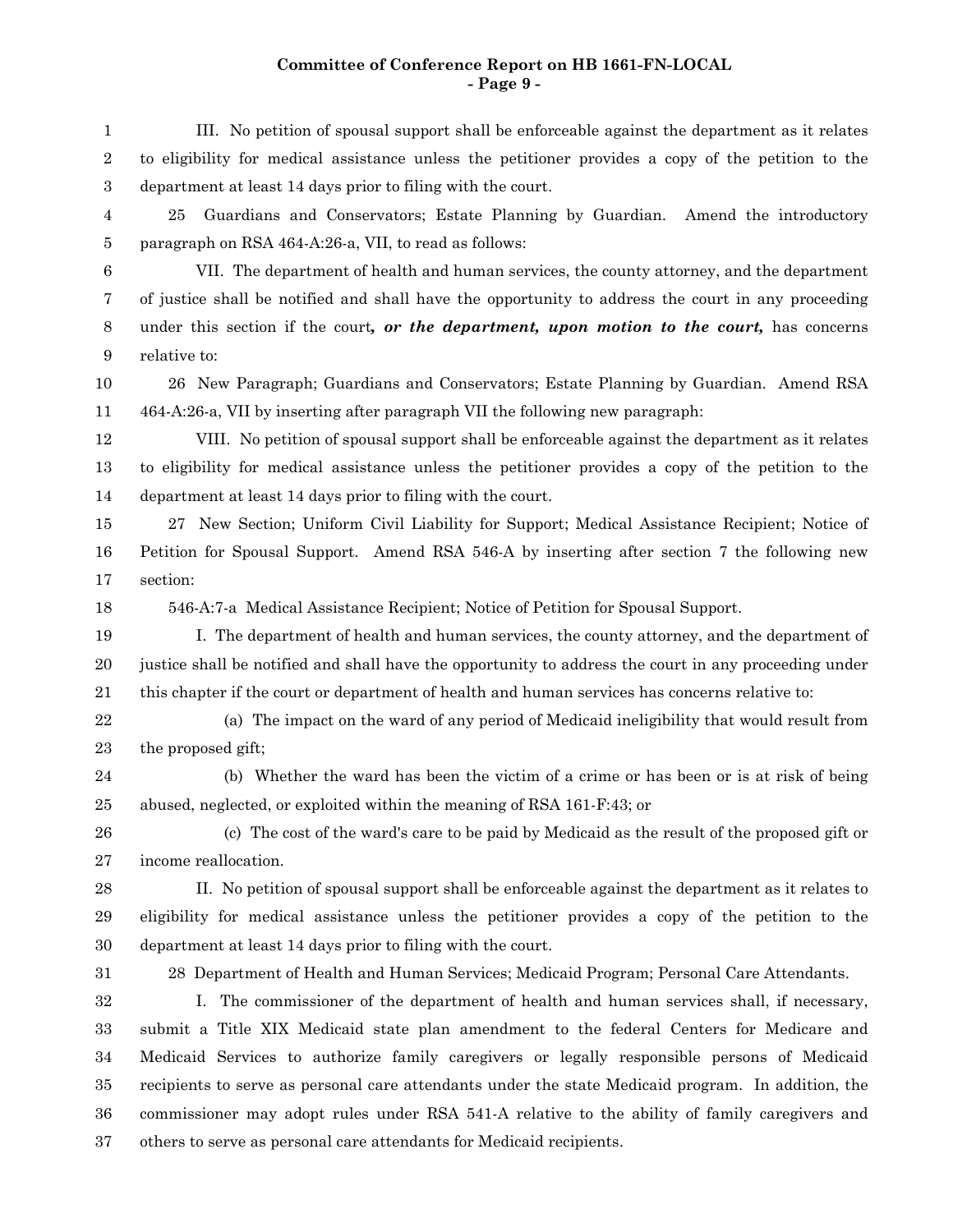III. No petition of spousal support shall be enforceable against the department as it relates to eligibility for medical assistance unless the petitioner provides a copy of the petition to the department at least 14 days prior to filing with the court.

25 Guardians and Conservators; Estate Planning by Guardian. Amend the introductory paragraph on RSA 464-A:26-a, VII, to read as follows:

VII. The department of health and human services, the county attorney, and the department of justice shall be notified and shall have the opportunity to address the court in any proceeding under this section if the court***, or the department, upon motion to the court,*** has concerns relative to:

26 New Paragraph; Guardians and Conservators; Estate Planning by Guardian. Amend RSA 464-A:26-a, VII by inserting after paragraph VII the following new paragraph:

VIII. No petition of spousal support shall be enforceable against the department as it relates to eligibility for medical assistance unless the petitioner provides a copy of the petition to the department at least 14 days prior to filing with the court.

27 New Section; Uniform Civil Liability for Support; Medical Assistance Recipient; Notice of Petition for Spousal Support. Amend RSA 546-A by inserting after section 7 the following new section:

546-A:7-a Medical Assistance Recipient; Notice of Petition for Spousal Support.

I. The department of health and human services, the county attorney, and the department of justice shall be notified and shall have the opportunity to address the court in any proceeding under this chapter if the court or department of health and human services has concerns relative to:

(a) The impact on the ward of any period of Medicaid ineligibility that would result from the proposed gift;

(b) Whether the ward has been the victim of a crime or has been or is at risk of being abused, neglected, or exploited within the meaning of RSA 161-F:43; or

(c) The cost of the ward's care to be paid by Medicaid as the result of the proposed gift or income reallocation.

II. No petition of spousal support shall be enforceable against the department as it relates to eligibility for medical assistance unless the petitioner provides a copy of the petition to the department at least 14 days prior to filing with the court.

28 Department of Health and Human Services; Medicaid Program; Personal Care Attendants.

I. The commissioner of the department of health and human services shall, if necessary, submit a Title XIX Medicaid state plan amendment to the federal Centers for Medicare and Medicaid Services to authorize family caregivers or legally responsible persons of Medicaid recipients to serve as personal care attendants under the state Medicaid program. In addition, the commissioner may adopt rules under RSA 541-A relative to the ability of family caregivers and others to serve as personal care attendants for Medicaid recipients.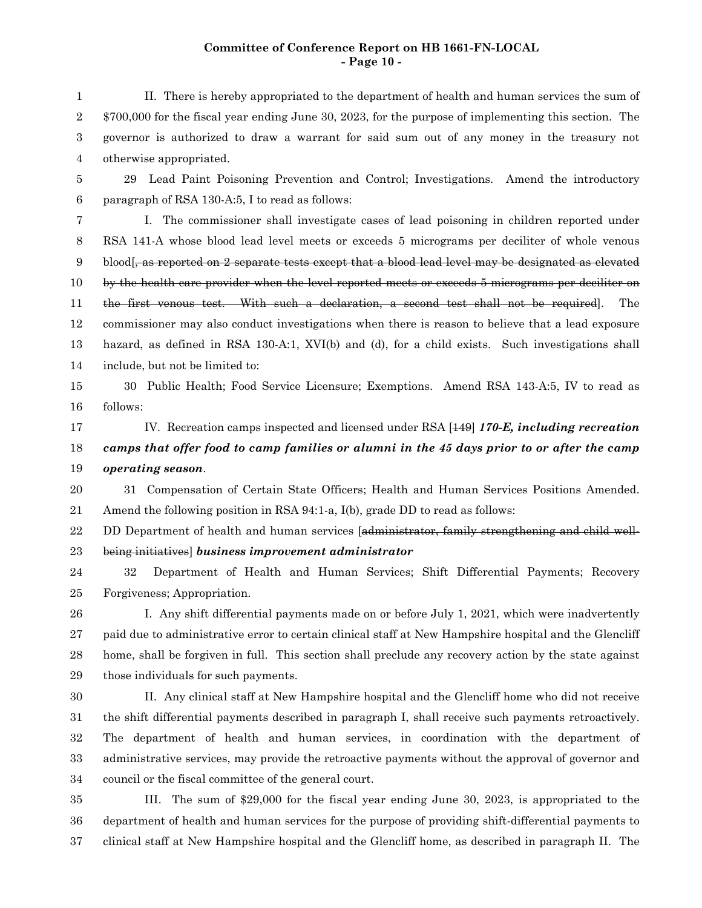II. There is hereby appropriated to the department of health and human services the sum of $700,000 for the fiscal year ending June 30, 2023, for the purpose of implementing this section. The governor is authorized to draw a warrant for said sum out of any money in the treasury not otherwise appropriated.

29 Lead Paint Poisoning Prevention and Control; Investigations. Amend the introductory paragraph of RSA 130-A:5, I to read as follows:

I. The commissioner shall investigate cases of lead poisoning in children reported under RSA 141-A whose blood lead level meets or exceeds 5 micrograms per deciliter of whole venous blood[~~, as reported on 2 separate tests except that a blood lead level may be designated as elevated by the health care provider when the level reported meets or exceeds 5 micrograms per deciliter on the first venous test. With such a declaration, a second test shall not be required~~]. The commissioner may also conduct investigations when there is reason to believe that a lead exposure hazard, as defined in RSA 130-A:1, XVI(b) and (d), for a child exists. Such investigations shall include, but not be limited to:

30 Public Health; Food Service Licensure; Exemptions. Amend RSA 143-A:5, IV to read as follows:

IV. Recreation camps inspected and licensed under RSA [~~149~~] ***170-E, including recreation camps that offer food to camp families or alumni in the 45 days prior to or after the camp operating season***.

31 Compensation of Certain State Officers; Health and Human Services Positions Amended. Amend the following position in RSA 94:1-a, I(b), grade DD to read as follows:

DD Department of health and human services [~~administrator, family strengthening and child well-being initiatives~~] ***business improvement administrator***

32 Department of Health and Human Services; Shift Differential Payments; Recovery Forgiveness; Appropriation.

I. Any shift differential payments made on or before July 1, 2021, which were inadvertently paid due to administrative error to certain clinical staff at New Hampshire hospital and the Glencliff home, shall be forgiven in full. This section shall preclude any recovery action by the state against those individuals for such payments.

II. Any clinical staff at New Hampshire hospital and the Glencliff home who did not receive the shift differential payments described in paragraph I, shall receive such payments retroactively. The department of health and human services, in coordination with the department of administrative services, may provide the retroactive payments without the approval of governor and council or the fiscal committee of the general court.

III. The sum of $29,000 for the fiscal year ending June 30, 2023, is appropriated to the department of health and human services for the purpose of providing shift-differential payments to clinical staff at New Hampshire hospital and the Glencliff home, as described in paragraph II. The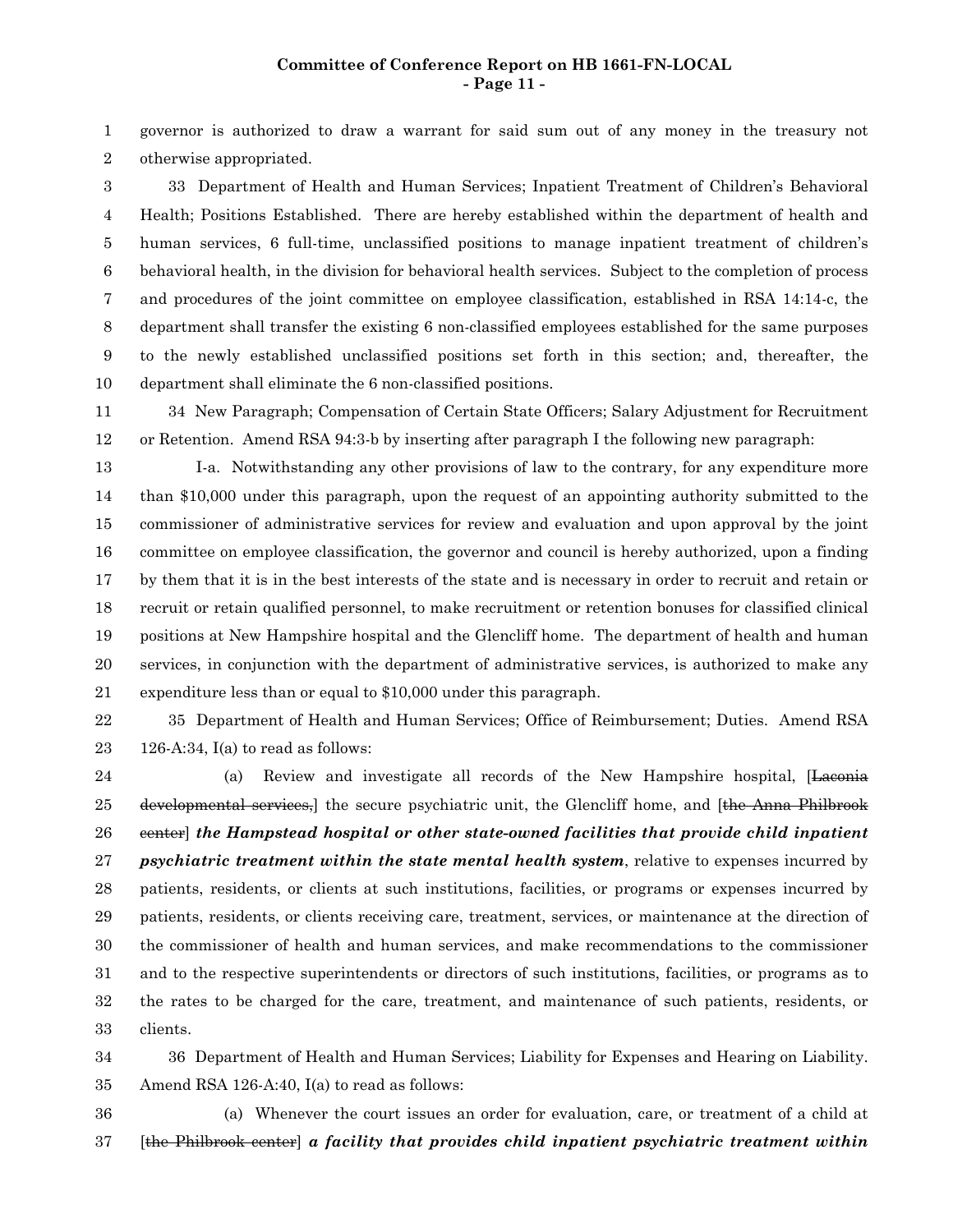governor is authorized to draw a warrant for said sum out of any money in the treasury not otherwise appropriated.

33 Department of Health and Human Services; Inpatient Treatment of Children's Behavioral Health; Positions Established. There are hereby established within the department of health and human services, 6 full-time, unclassified positions to manage inpatient treatment of children's behavioral health, in the division for behavioral health services. Subject to the completion of process and procedures of the joint committee on employee classification, established in RSA 14:14-c, the department shall transfer the existing 6 non-classified employees established for the same purposes to the newly established unclassified positions set forth in this section; and, thereafter, the department shall eliminate the 6 non-classified positions.

34 New Paragraph; Compensation of Certain State Officers; Salary Adjustment for Recruitment or Retention. Amend RSA 94:3-b by inserting after paragraph I the following new paragraph:

I-a. Notwithstanding any other provisions of law to the contrary, for any expenditure more than $10,000 under this paragraph, upon the request of an appointing authority submitted to the commissioner of administrative services for review and evaluation and upon approval by the joint committee on employee classification, the governor and council is hereby authorized, upon a finding by them that it is in the best interests of the state and is necessary in order to recruit and retain or recruit or retain qualified personnel, to make recruitment or retention bonuses for classified clinical positions at New Hampshire hospital and the Glencliff home. The department of health and human services, in conjunction with the department of administrative services, is authorized to make any expenditure less than or equal to $10,000 under this paragraph.

35 Department of Health and Human Services; Office of Reimbursement; Duties. Amend RSA 126-A:34, I(a) to read as follows:

(a) Review and investigate all records of the New Hampshire hospital, [~~Laconia developmental services,~~] the secure psychiatric unit, the Glencliff home, and [~~the Anna Philbrook center~~] ***the Hampstead hospital or other state-owned facilities that provide child inpatient psychiatric treatment within the state mental health system***, relative to expenses incurred by patients, residents, or clients at such institutions, facilities, or programs or expenses incurred by patients, residents, or clients receiving care, treatment, services, or maintenance at the direction of the commissioner of health and human services, and make recommendations to the commissioner and to the respective superintendents or directors of such institutions, facilities, or programs as to the rates to be charged for the care, treatment, and maintenance of such patients, residents, or clients.

36 Department of Health and Human Services; Liability for Expenses and Hearing on Liability. Amend RSA 126-A:40, I(a) to read as follows:

(a) Whenever the court issues an order for evaluation, care, or treatment of a child at [~~the Philbrook center~~] ***a facility that provides child inpatient psychiatric treatment within***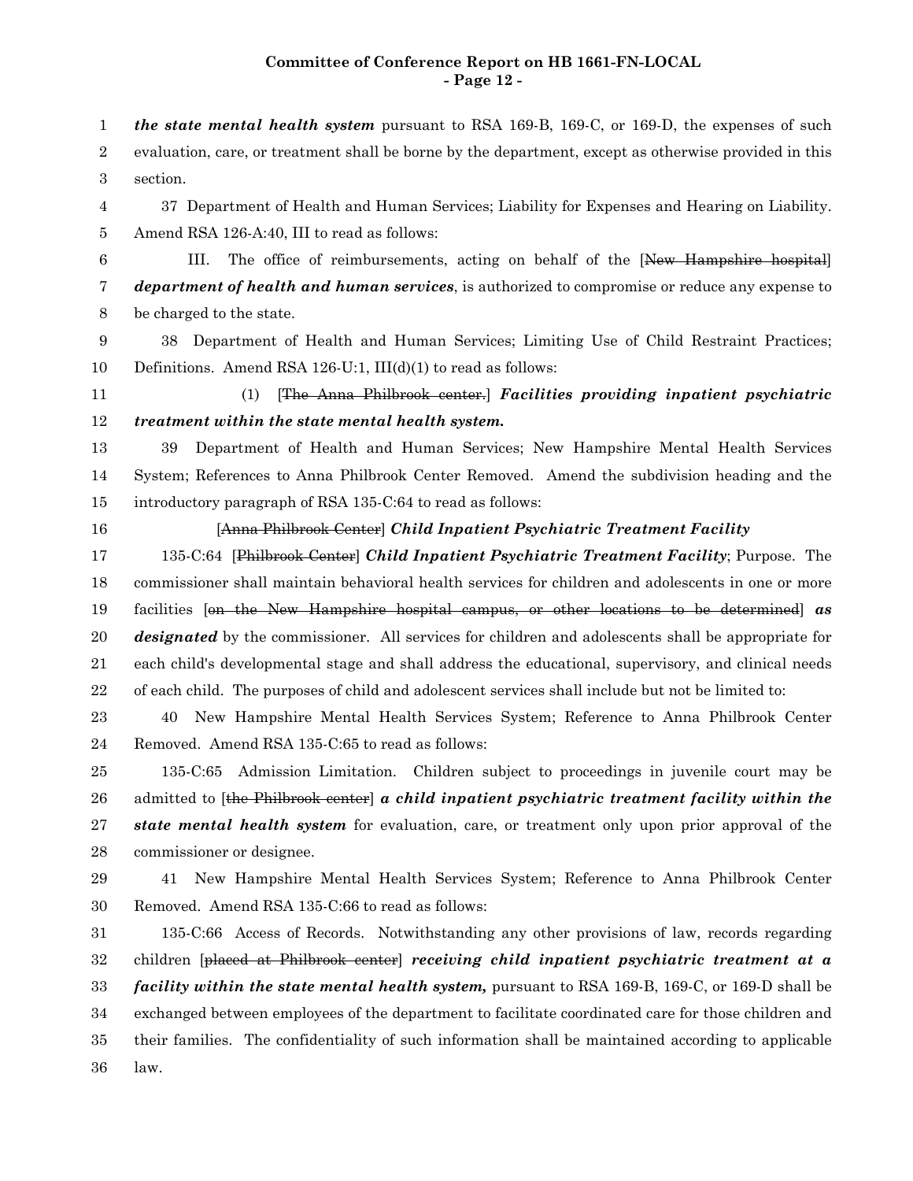***the state mental health system*** pursuant to RSA 169-B, 169-C, or 169-D, the expenses of such evaluation, care, or treatment shall be borne by the department, except as otherwise provided in this section.

37 Department of Health and Human Services; Liability for Expenses and Hearing on Liability. Amend RSA 126-A:40, III to read as follows:

III. The office of reimbursements, acting on behalf of the [~~New Hampshire hospital~~] ***department of health and human services***, is authorized to compromise or reduce any expense to be charged to the state.

38 Department of Health and Human Services; Limiting Use of Child Restraint Practices; Definitions. Amend RSA 126-U:1, III(d)(1) to read as follows:

(1) [~~The Anna Philbrook center.~~] ***Facilities providing inpatient psychiatric treatment within the state mental health system.***

39 Department of Health and Human Services; New Hampshire Mental Health Services System; References to Anna Philbrook Center Removed. Amend the subdivision heading and the introductory paragraph of RSA 135-C:64 to read as follows:

[~~Anna Philbrook Center~~] ***Child Inpatient Psychiatric Treatment Facility***

135-C:64 [~~Philbrook Center~~] ***Child Inpatient Psychiatric Treatment Facility***; Purpose. The commissioner shall maintain behavioral health services for children and adolescents in one or more facilities [~~on the New Hampshire hospital campus, or other locations to be determined~~] ***as designated*** by the commissioner. All services for children and adolescents shall be appropriate for each child's developmental stage and shall address the educational, supervisory, and clinical needs of each child. The purposes of child and adolescent services shall include but not be limited to:

40 New Hampshire Mental Health Services System; Reference to Anna Philbrook Center Removed. Amend RSA 135-C:65 to read as follows:

135-C:65 Admission Limitation. Children subject to proceedings in juvenile court may be admitted to [~~the Philbrook center~~] ***a child inpatient psychiatric treatment facility within the state mental health system*** for evaluation, care, or treatment only upon prior approval of the commissioner or designee.

41 New Hampshire Mental Health Services System; Reference to Anna Philbrook Center Removed. Amend RSA 135-C:66 to read as follows:

135-C:66 Access of Records. Notwithstanding any other provisions of law, records regarding children [~~placed at Philbrook center~~] ***receiving child inpatient psychiatric treatment at a facility within the state mental health system,*** pursuant to RSA 169-B, 169-C, or 169-D shall be exchanged between employees of the department to facilitate coordinated care for those children and their families. The confidentiality of such information shall be maintained according to applicable law.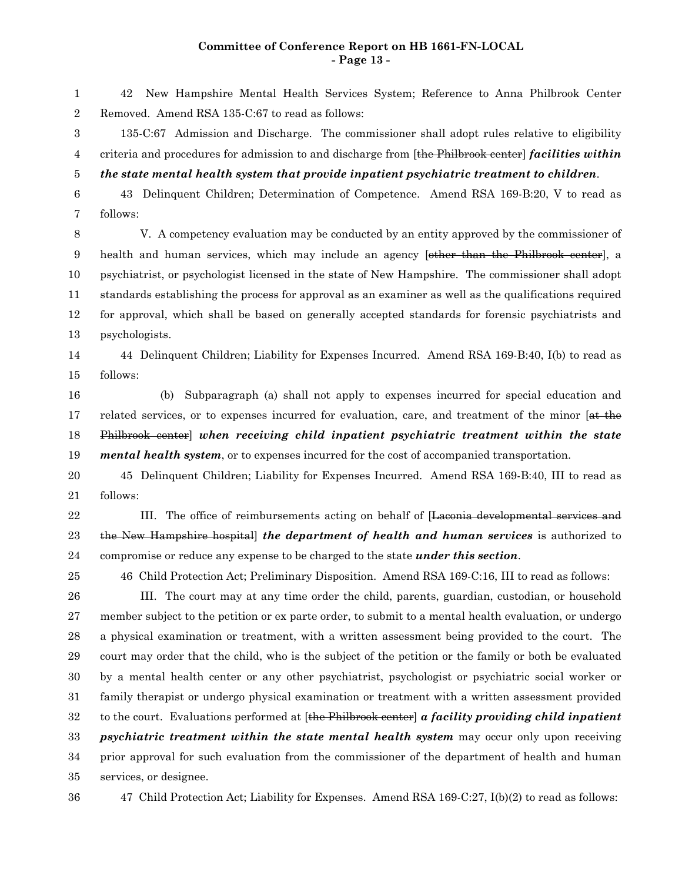42 New Hampshire Mental Health Services System; Reference to Anna Philbrook Center Removed. Amend RSA 135-C:67 to read as follows:

135-C:67 Admission and Discharge. The commissioner shall adopt rules relative to eligibility criteria and procedures for admission to and discharge from [~~the Philbrook center~~] ***facilities within the state mental health system that provide inpatient psychiatric treatment to children***.

43 Delinquent Children; Determination of Competence. Amend RSA 169-B:20, V to read as follows:

V. A competency evaluation may be conducted by an entity approved by the commissioner of health and human services, which may include an agency [~~other than the Philbrook center~~], a psychiatrist, or psychologist licensed in the state of New Hampshire. The commissioner shall adopt standards establishing the process for approval as an examiner as well as the qualifications required for approval, which shall be based on generally accepted standards for forensic psychiatrists and psychologists.

44 Delinquent Children; Liability for Expenses Incurred. Amend RSA 169-B:40, I(b) to read as follows:

(b) Subparagraph (a) shall not apply to expenses incurred for special education and related services, or to expenses incurred for evaluation, care, and treatment of the minor [~~at the Philbrook center~~] ***when receiving child inpatient psychiatric treatment within the state mental health system***, or to expenses incurred for the cost of accompanied transportation.

45 Delinquent Children; Liability for Expenses Incurred. Amend RSA 169-B:40, III to read as follows:

III. The office of reimbursements acting on behalf of [~~Laconia developmental services and the New Hampshire hospital~~] ***the department of health and human services*** is authorized to compromise or reduce any expense to be charged to the state ***under this section***.

46 Child Protection Act; Preliminary Disposition. Amend RSA 169-C:16, III to read as follows:

III. The court may at any time order the child, parents, guardian, custodian, or household member subject to the petition or ex parte order, to submit to a mental health evaluation, or undergo a physical examination or treatment, with a written assessment being provided to the court. The court may order that the child, who is the subject of the petition or the family or both be evaluated by a mental health center or any other psychiatrist, psychologist or psychiatric social worker or family therapist or undergo physical examination or treatment with a written assessment provided to the court. Evaluations performed at [~~the Philbrook center~~] ***a facility providing child inpatient psychiatric treatment within the state mental health system*** may occur only upon receiving prior approval for such evaluation from the commissioner of the department of health and human services, or designee.

47 Child Protection Act; Liability for Expenses. Amend RSA 169-C:27, I(b)(2) to read as follows: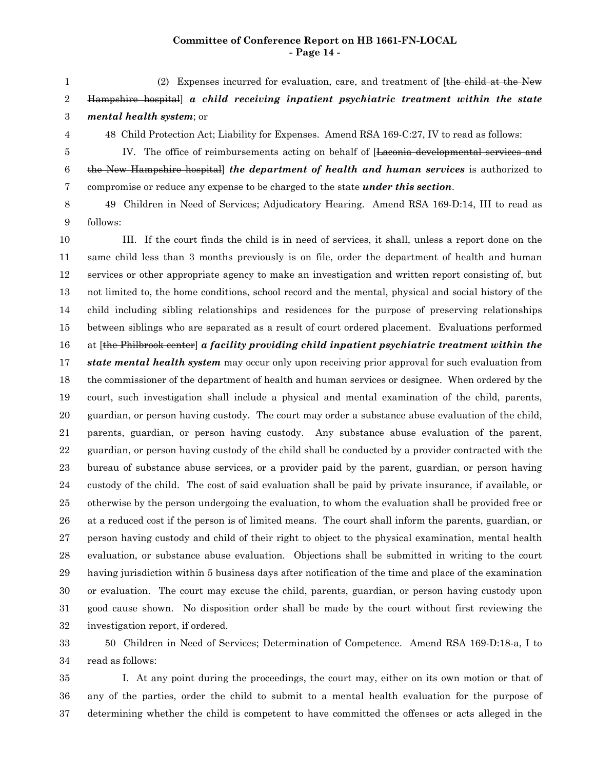(2) Expenses incurred for evaluation, care, and treatment of [~~the child at the New Hampshire hospital~~] ***a child receiving inpatient psychiatric treatment within the state mental health system***; or

48 Child Protection Act; Liability for Expenses. Amend RSA 169-C:27, IV to read as follows:

IV. The office of reimbursements acting on behalf of [~~Laconia developmental services and the New Hampshire hospital~~] ***the department of health and human services*** is authorized to compromise or reduce any expense to be charged to the state ***under this section***.

49 Children in Need of Services; Adjudicatory Hearing. Amend RSA 169-D:14, III to read as follows:

III. If the court finds the child is in need of services, it shall, unless a report done on the same child less than 3 months previously is on file, order the department of health and human services or other appropriate agency to make an investigation and written report consisting of, but not limited to, the home conditions, school record and the mental, physical and social history of the child including sibling relationships and residences for the purpose of preserving relationships between siblings who are separated as a result of court ordered placement. Evaluations performed at [~~the Philbrook center~~] ***a facility providing child inpatient psychiatric treatment within the state mental health system*** may occur only upon receiving prior approval for such evaluation from the commissioner of the department of health and human services or designee. When ordered by the court, such investigation shall include a physical and mental examination of the child, parents, guardian, or person having custody. The court may order a substance abuse evaluation of the child, parents, guardian, or person having custody. Any substance abuse evaluation of the parent, guardian, or person having custody of the child shall be conducted by a provider contracted with the bureau of substance abuse services, or a provider paid by the parent, guardian, or person having custody of the child. The cost of said evaluation shall be paid by private insurance, if available, or otherwise by the person undergoing the evaluation, to whom the evaluation shall be provided free or at a reduced cost if the person is of limited means. The court shall inform the parents, guardian, or person having custody and child of their right to object to the physical examination, mental health evaluation, or substance abuse evaluation. Objections shall be submitted in writing to the court having jurisdiction within 5 business days after notification of the time and place of the examination or evaluation. The court may excuse the child, parents, guardian, or person having custody upon good cause shown. No disposition order shall be made by the court without first reviewing the investigation report, if ordered.

50 Children in Need of Services; Determination of Competence. Amend RSA 169-D:18-a, I to read as follows:

I. At any point during the proceedings, the court may, either on its own motion or that of any of the parties, order the child to submit to a mental health evaluation for the purpose of determining whether the child is competent to have committed the offenses or acts alleged in the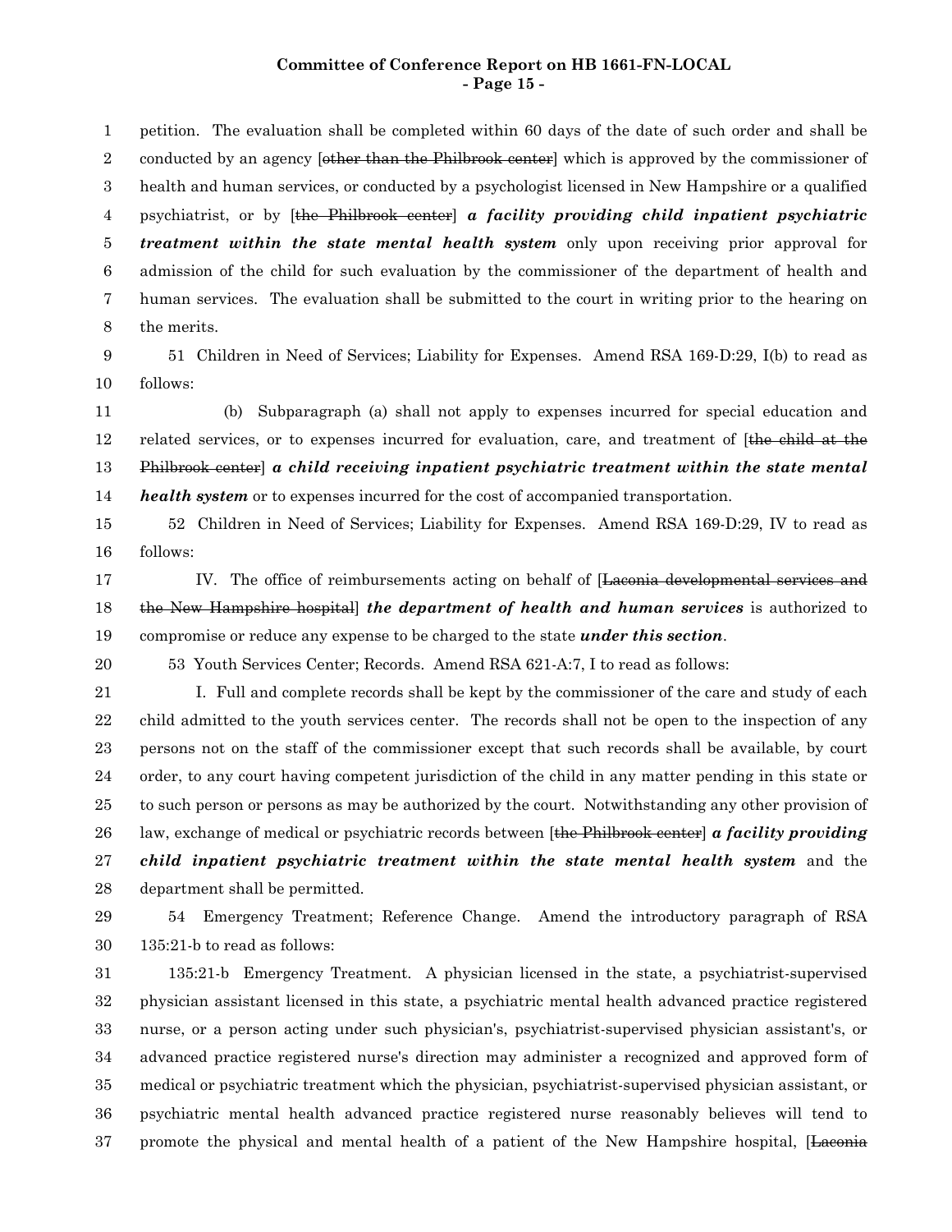petition. The evaluation shall be completed within 60 days of the date of such order and shall be conducted by an agency [~~other than the Philbrook center~~] which is approved by the commissioner of health and human services, or conducted by a psychologist licensed in New Hampshire or a qualified psychiatrist, or by [~~the Philbrook center~~] ***a facility providing child inpatient psychiatric treatment within the state mental health system*** only upon receiving prior approval for admission of the child for such evaluation by the commissioner of the department of health and human services. The evaluation shall be submitted to the court in writing prior to the hearing on the merits.

51 Children in Need of Services; Liability for Expenses. Amend RSA 169-D:29, I(b) to read as follows:

(b) Subparagraph (a) shall not apply to expenses incurred for special education and related services, or to expenses incurred for evaluation, care, and treatment of [~~the child at the Philbrook center~~] ***a child receiving inpatient psychiatric treatment within the state mental health system*** or to expenses incurred for the cost of accompanied transportation.

52 Children in Need of Services; Liability for Expenses. Amend RSA 169-D:29, IV to read as follows:

IV. The office of reimbursements acting on behalf of [~~Laconia developmental services and the New Hampshire hospital~~] ***the department of health and human services*** is authorized to compromise or reduce any expense to be charged to the state ***under this section***.

53 Youth Services Center; Records. Amend RSA 621-A:7, I to read as follows:

I. Full and complete records shall be kept by the commissioner of the care and study of each child admitted to the youth services center. The records shall not be open to the inspection of any persons not on the staff of the commissioner except that such records shall be available, by court order, to any court having competent jurisdiction of the child in any matter pending in this state or to such person or persons as may be authorized by the court. Notwithstanding any other provision of law, exchange of medical or psychiatric records between [~~the Philbrook center~~] ***a facility providing child inpatient psychiatric treatment within the state mental health system*** and the department shall be permitted.

54 Emergency Treatment; Reference Change. Amend the introductory paragraph of RSA 135:21-b to read as follows:

135:21-b Emergency Treatment. A physician licensed in the state, a psychiatrist-supervised physician assistant licensed in this state, a psychiatric mental health advanced practice registered nurse, or a person acting under such physician's, psychiatrist-supervised physician assistant's, or advanced practice registered nurse's direction may administer a recognized and approved form of medical or psychiatric treatment which the physician, psychiatrist-supervised physician assistant, or psychiatric mental health advanced practice registered nurse reasonably believes will tend to promote the physical and mental health of a patient of the New Hampshire hospital, [~~Laconia~~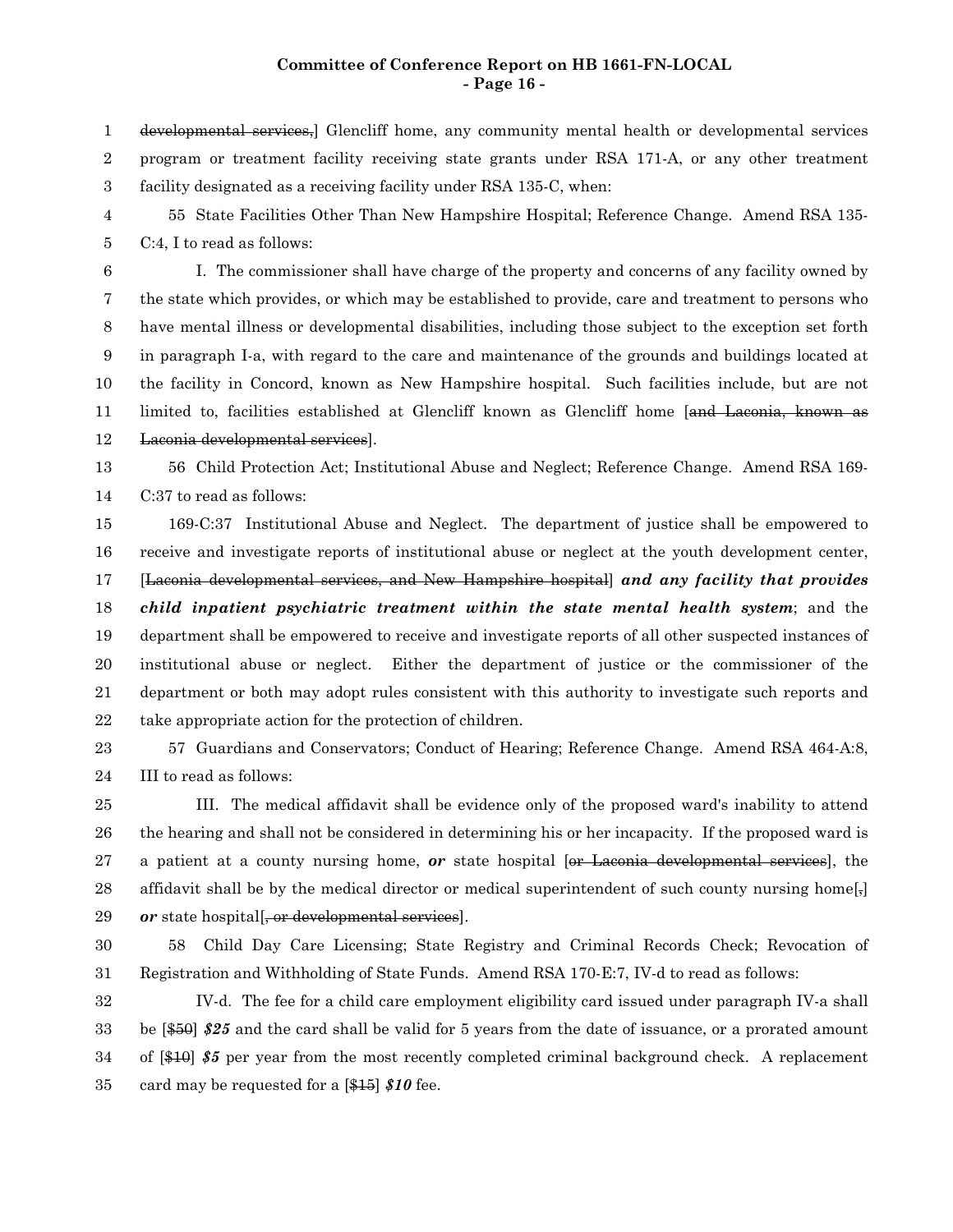~~developmental services,~~] Glencliff home, any community mental health or developmental services program or treatment facility receiving state grants under RSA 171-A, or any other treatment facility designated as a receiving facility under RSA 135-C, when:

55 State Facilities Other Than New Hampshire Hospital; Reference Change. Amend RSA 135-C:4, I to read as follows:

I. The commissioner shall have charge of the property and concerns of any facility owned by the state which provides, or which may be established to provide, care and treatment to persons who have mental illness or developmental disabilities, including those subject to the exception set forth in paragraph I-a, with regard to the care and maintenance of the grounds and buildings located at the facility in Concord, known as New Hampshire hospital. Such facilities include, but are not limited to, facilities established at Glencliff known as Glencliff home [~~and Laconia, known as Laconia developmental services~~].

56 Child Protection Act; Institutional Abuse and Neglect; Reference Change. Amend RSA 169-C:37 to read as follows:

169-C:37 Institutional Abuse and Neglect. The department of justice shall be empowered to receive and investigate reports of institutional abuse or neglect at the youth development center, [~~Laconia developmental services, and New Hampshire hospital~~] ***and any facility that provides child inpatient psychiatric treatment within the state mental health system***; and the department shall be empowered to receive and investigate reports of all other suspected instances of institutional abuse or neglect. Either the department of justice or the commissioner of the department or both may adopt rules consistent with this authority to investigate such reports and take appropriate action for the protection of children.

57 Guardians and Conservators; Conduct of Hearing; Reference Change. Amend RSA 464-A:8, III to read as follows:

III. The medical affidavit shall be evidence only of the proposed ward's inability to attend the hearing and shall not be considered in determining his or her incapacity. If the proposed ward is a patient at a county nursing home, ***or*** state hospital [~~or Laconia developmental services~~], the affidavit shall be by the medical director or medical superintendent of such county nursing home[~~,~~] ***or*** state hospital[~~, or developmental services~~].

58 Child Day Care Licensing; State Registry and Criminal Records Check; Revocation of Registration and Withholding of State Funds. Amend RSA 170-E:7, IV-d to read as follows:

IV-d. The fee for a child care employment eligibility card issued under paragraph IV-a shall be [~~$50~~] ***$25*** and the card shall be valid for 5 years from the date of issuance, or a prorated amount of [~~$10~~] ***$5*** per year from the most recently completed criminal background check. A replacement card may be requested for a [~~$15~~] ***$10*** fee.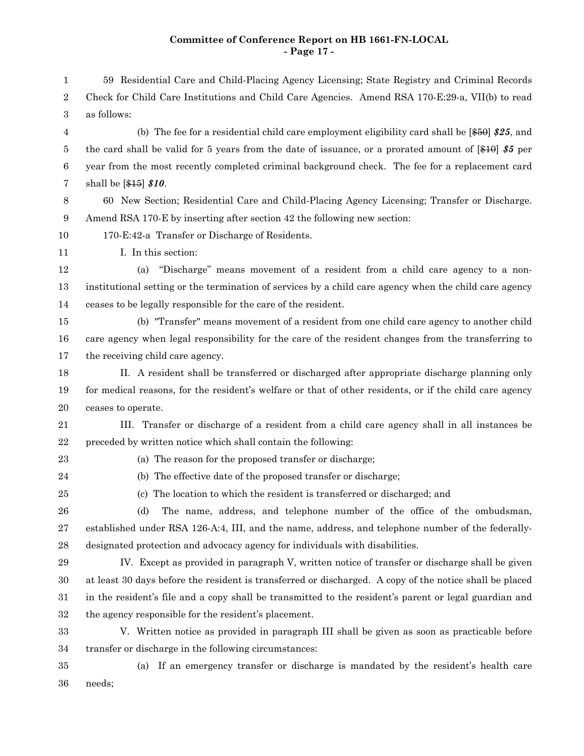59 Residential Care and Child-Placing Agency Licensing; State Registry and Criminal Records Check for Child Care Institutions and Child Care Agencies. Amend RSA 170-E:29-a, VII(b) to read as follows:

(b) The fee for a residential child care employment eligibility card shall be [~~$50~~] ***$25***, and the card shall be valid for 5 years from the date of issuance, or a prorated amount of [~~$10~~] ***$5*** per year from the most recently completed criminal background check. The fee for a replacement card shall be [~~$15~~] ***$10***.

60 New Section; Residential Care and Child-Placing Agency Licensing; Transfer or Discharge. Amend RSA 170-E by inserting after section 42 the following new section:

170-E:42-a Transfer or Discharge of Residents.

I. In this section:

(a) "Discharge" means movement of a resident from a child care agency to a non-institutional setting or the termination of services by a child care agency when the child care agency ceases to be legally responsible for the care of the resident.

(b) "Transfer" means movement of a resident from one child care agency to another child care agency when legal responsibility for the care of the resident changes from the transferring to the receiving child care agency.

II. A resident shall be transferred or discharged after appropriate discharge planning only for medical reasons, for the resident's welfare or that of other residents, or if the child care agency ceases to operate.

III. Transfer or discharge of a resident from a child care agency shall in all instances be preceded by written notice which shall contain the following:

(a) The reason for the proposed transfer or discharge;

(b) The effective date of the proposed transfer or discharge;

(c) The location to which the resident is transferred or discharged; and

(d) The name, address, and telephone number of the office of the ombudsman, established under RSA 126-A:4, III, and the name, address, and telephone number of the federally-designated protection and advocacy agency for individuals with disabilities.

IV. Except as provided in paragraph V, written notice of transfer or discharge shall be given at least 30 days before the resident is transferred or discharged. A copy of the notice shall be placed in the resident's file and a copy shall be transmitted to the resident's parent or legal guardian and the agency responsible for the resident's placement.

V. Written notice as provided in paragraph III shall be given as soon as practicable before transfer or discharge in the following circumstances:

(a) If an emergency transfer or discharge is mandated by the resident's health care needs;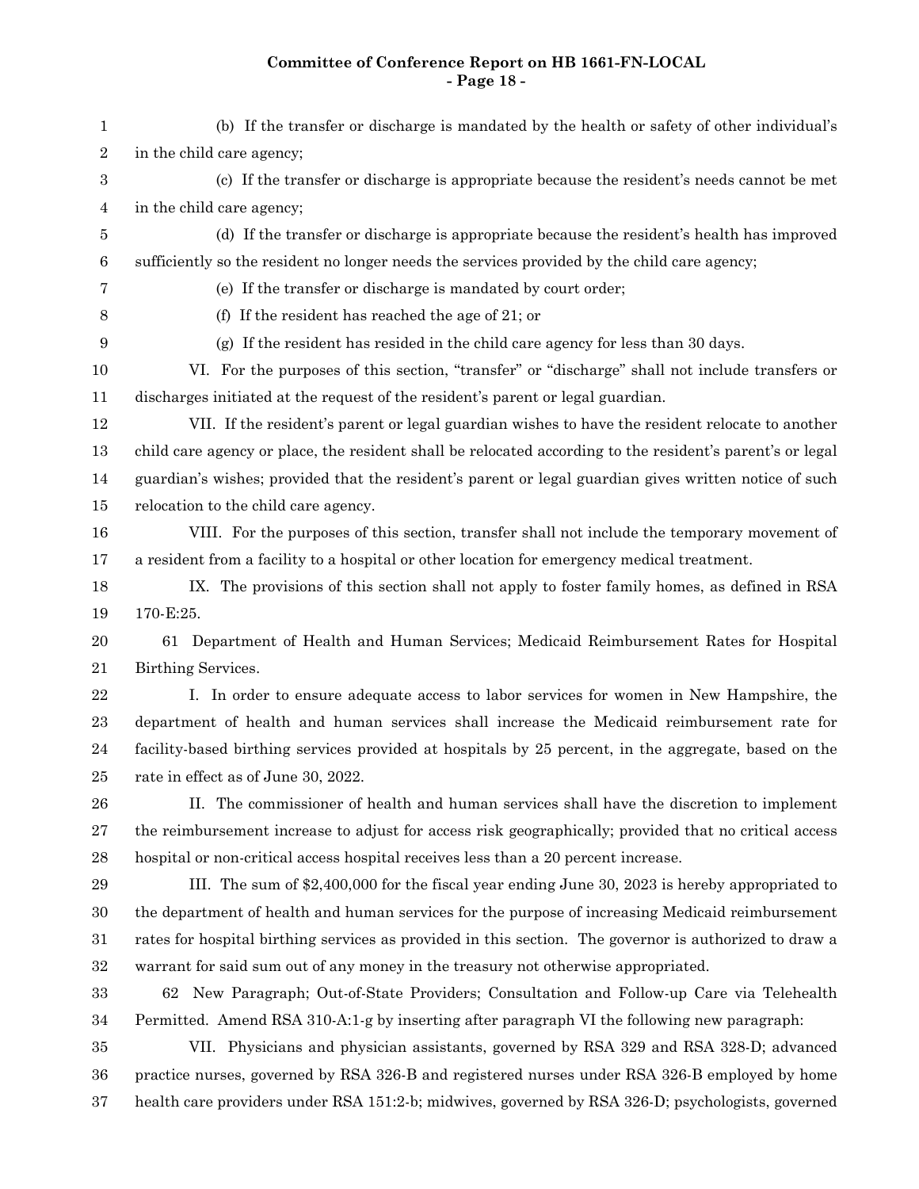(b) If the transfer or discharge is mandated by the health or safety of other individual's in the child care agency;

(c) If the transfer or discharge is appropriate because the resident's needs cannot be met in the child care agency;

(d) If the transfer or discharge is appropriate because the resident's health has improved sufficiently so the resident no longer needs the services provided by the child care agency;

(e) If the transfer or discharge is mandated by court order;

(f) If the resident has reached the age of 21; or

(g) If the resident has resided in the child care agency for less than 30 days.

VI. For the purposes of this section, "transfer" or "discharge" shall not include transfers or discharges initiated at the request of the resident's parent or legal guardian.

VII. If the resident's parent or legal guardian wishes to have the resident relocate to another child care agency or place, the resident shall be relocated according to the resident's parent's or legal guardian's wishes; provided that the resident's parent or legal guardian gives written notice of such relocation to the child care agency.

VIII. For the purposes of this section, transfer shall not include the temporary movement of a resident from a facility to a hospital or other location for emergency medical treatment.

IX. The provisions of this section shall not apply to foster family homes, as defined in RSA 170-E:25.

61 Department of Health and Human Services; Medicaid Reimbursement Rates for Hospital Birthing Services.

I. In order to ensure adequate access to labor services for women in New Hampshire, the department of health and human services shall increase the Medicaid reimbursement rate for facility-based birthing services provided at hospitals by 25 percent, in the aggregate, based on the rate in effect as of June 30, 2022.

II. The commissioner of health and human services shall have the discretion to implement the reimbursement increase to adjust for access risk geographically; provided that no critical access hospital or non-critical access hospital receives less than a 20 percent increase.

III. The sum of $2,400,000 for the fiscal year ending June 30, 2023 is hereby appropriated to the department of health and human services for the purpose of increasing Medicaid reimbursement rates for hospital birthing services as provided in this section. The governor is authorized to draw a warrant for said sum out of any money in the treasury not otherwise appropriated.

62 New Paragraph; Out-of-State Providers; Consultation and Follow-up Care via Telehealth Permitted. Amend RSA 310-A:1-g by inserting after paragraph VI the following new paragraph:

VII. Physicians and physician assistants, governed by RSA 329 and RSA 328-D; advanced practice nurses, governed by RSA 326-B and registered nurses under RSA 326-B employed by home health care providers under RSA 151:2-b; midwives, governed by RSA 326-D; psychologists, governed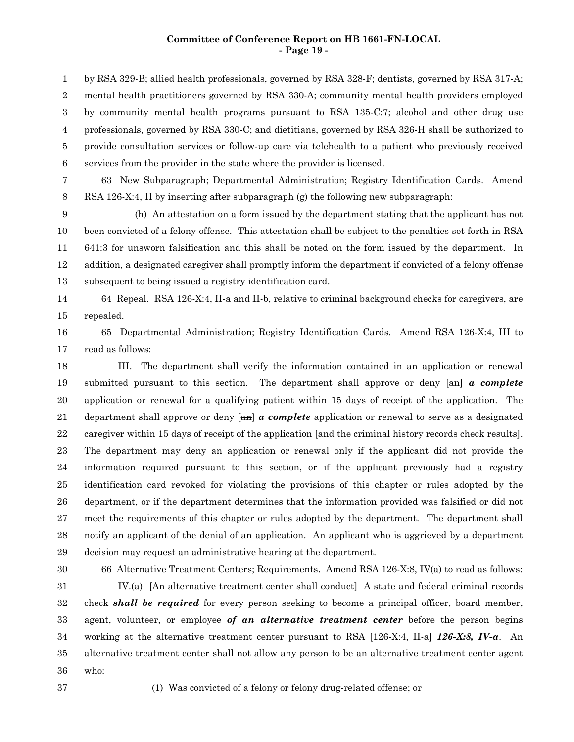by RSA 329-B; allied health professionals, governed by RSA 328-F; dentists, governed by RSA 317-A; mental health practitioners governed by RSA 330-A; community mental health providers employed by community mental health programs pursuant to RSA 135-C:7; alcohol and other drug use professionals, governed by RSA 330-C; and dietitians, governed by RSA 326-H shall be authorized to provide consultation services or follow-up care via telehealth to a patient who previously received services from the provider in the state where the provider is licensed.

63 New Subparagraph; Departmental Administration; Registry Identification Cards. Amend RSA 126-X:4, II by inserting after subparagraph (g) the following new subparagraph:

(h) An attestation on a form issued by the department stating that the applicant has not been convicted of a felony offense. This attestation shall be subject to the penalties set forth in RSA 641:3 for unsworn falsification and this shall be noted on the form issued by the department. In addition, a designated caregiver shall promptly inform the department if convicted of a felony offense subsequent to being issued a registry identification card.

64 Repeal. RSA 126-X:4, II-a and II-b, relative to criminal background checks for caregivers, are repealed.

65 Departmental Administration; Registry Identification Cards. Amend RSA 126-X:4, III to read as follows:

III. The department shall verify the information contained in an application or renewal submitted pursuant to this section. The department shall approve or deny [~~an~~] ***a complete*** application or renewal for a qualifying patient within 15 days of receipt of the application. The department shall approve or deny [~~an~~] ***a complete*** application or renewal to serve as a designated caregiver within 15 days of receipt of the application [~~and the criminal history records check results~~]. The department may deny an application or renewal only if the applicant did not provide the information required pursuant to this section, or if the applicant previously had a registry identification card revoked for violating the provisions of this chapter or rules adopted by the department, or if the department determines that the information provided was falsified or did not meet the requirements of this chapter or rules adopted by the department. The department shall notify an applicant of the denial of an application. An applicant who is aggrieved by a department decision may request an administrative hearing at the department.

66 Alternative Treatment Centers; Requirements. Amend RSA 126-X:8, IV(a) to read as follows:

IV.(a) [~~An alternative treatment center shall conduct~~] A state and federal criminal records check ***shall be required*** for every person seeking to become a principal officer, board member, agent, volunteer, or employee ***of an alternative treatment center*** before the person begins working at the alternative treatment center pursuant to RSA [~~126-X:4, II-a~~] ***126-X:8, IV-a***. An alternative treatment center shall not allow any person to be an alternative treatment center agent who:

(1) Was convicted of a felony or felony drug-related offense; or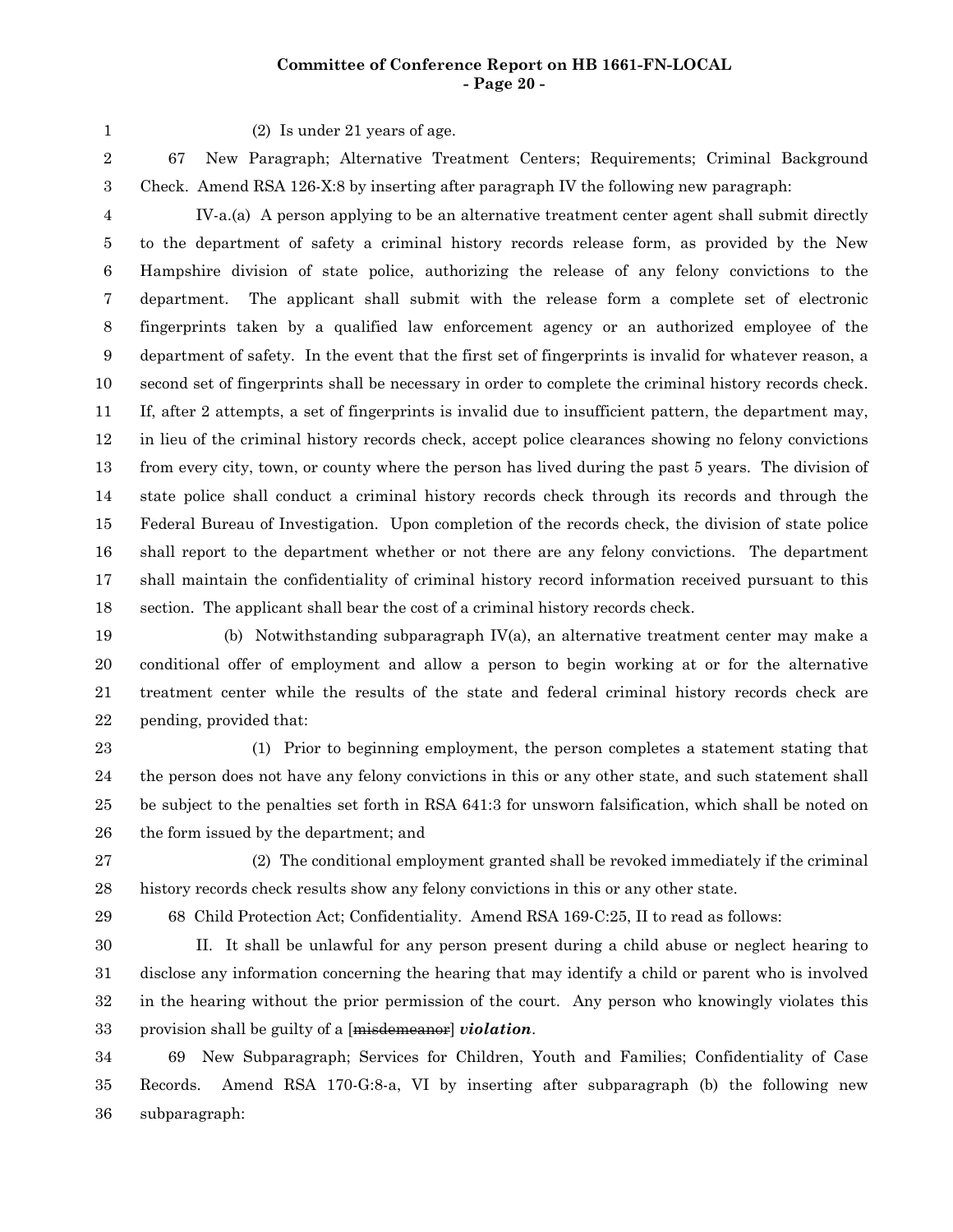(2) Is under 21 years of age.

67 New Paragraph; Alternative Treatment Centers; Requirements; Criminal Background Check. Amend RSA 126-X:8 by inserting after paragraph IV the following new paragraph:

IV-a.(a) A person applying to be an alternative treatment center agent shall submit directly to the department of safety a criminal history records release form, as provided by the New Hampshire division of state police, authorizing the release of any felony convictions to the department. The applicant shall submit with the release form a complete set of electronic fingerprints taken by a qualified law enforcement agency or an authorized employee of the department of safety. In the event that the first set of fingerprints is invalid for whatever reason, a second set of fingerprints shall be necessary in order to complete the criminal history records check. If, after 2 attempts, a set of fingerprints is invalid due to insufficient pattern, the department may, in lieu of the criminal history records check, accept police clearances showing no felony convictions from every city, town, or county where the person has lived during the past 5 years. The division of state police shall conduct a criminal history records check through its records and through the Federal Bureau of Investigation. Upon completion of the records check, the division of state police shall report to the department whether or not there are any felony convictions. The department shall maintain the confidentiality of criminal history record information received pursuant to this section. The applicant shall bear the cost of a criminal history records check.

(b) Notwithstanding subparagraph IV(a), an alternative treatment center may make a conditional offer of employment and allow a person to begin working at or for the alternative treatment center while the results of the state and federal criminal history records check are pending, provided that:

(1) Prior to beginning employment, the person completes a statement stating that the person does not have any felony convictions in this or any other state, and such statement shall be subject to the penalties set forth in RSA 641:3 for unsworn falsification, which shall be noted on the form issued by the department; and

(2) The conditional employment granted shall be revoked immediately if the criminal history records check results show any felony convictions in this or any other state.

68 Child Protection Act; Confidentiality. Amend RSA 169-C:25, II to read as follows:

II. It shall be unlawful for any person present during a child abuse or neglect hearing to disclose any information concerning the hearing that may identify a child or parent who is involved in the hearing without the prior permission of the court. Any person who knowingly violates this provision shall be guilty of a [~~misdemeanor~~] ***violation***.

69 New Subparagraph; Services for Children, Youth and Families; Confidentiality of Case Records. Amend RSA 170-G:8-a, VI by inserting after subparagraph (b) the following new subparagraph: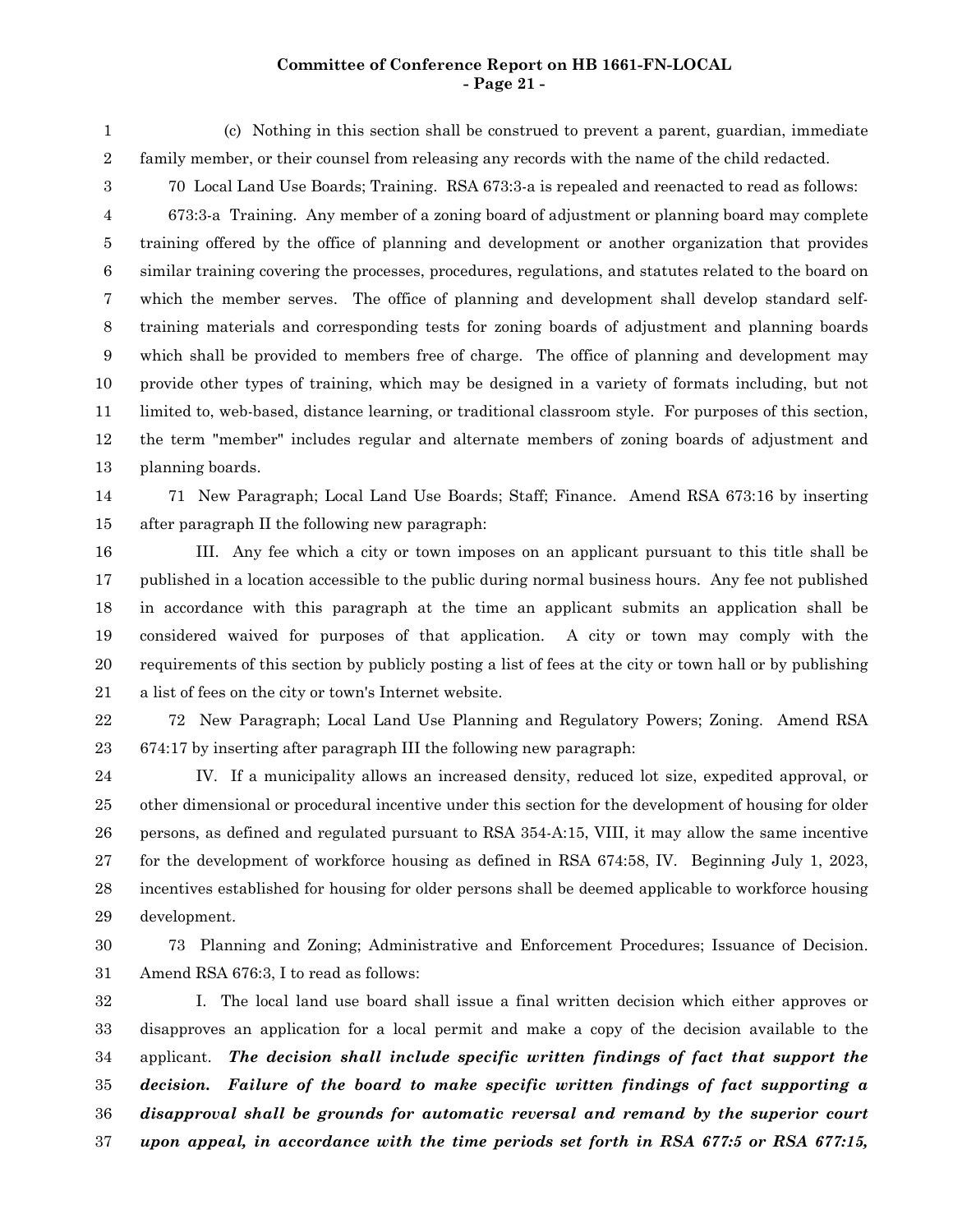(c) Nothing in this section shall be construed to prevent a parent, guardian, immediate family member, or their counsel from releasing any records with the name of the child redacted.

70 Local Land Use Boards; Training. RSA 673:3-a is repealed and reenacted to read as follows:

673:3-a Training. Any member of a zoning board of adjustment or planning board may complete training offered by the office of planning and development or another organization that provides similar training covering the processes, procedures, regulations, and statutes related to the board on which the member serves. The office of planning and development shall develop standard self-training materials and corresponding tests for zoning boards of adjustment and planning boards which shall be provided to members free of charge. The office of planning and development may provide other types of training, which may be designed in a variety of formats including, but not limited to, web-based, distance learning, or traditional classroom style. For purposes of this section, the term "member" includes regular and alternate members of zoning boards of adjustment and planning boards.

71 New Paragraph; Local Land Use Boards; Staff; Finance. Amend RSA 673:16 by inserting after paragraph II the following new paragraph:

III. Any fee which a city or town imposes on an applicant pursuant to this title shall be published in a location accessible to the public during normal business hours. Any fee not published in accordance with this paragraph at the time an applicant submits an application shall be considered waived for purposes of that application. A city or town may comply with the requirements of this section by publicly posting a list of fees at the city or town hall or by publishing a list of fees on the city or town's Internet website.

72 New Paragraph; Local Land Use Planning and Regulatory Powers; Zoning. Amend RSA 674:17 by inserting after paragraph III the following new paragraph:

IV. If a municipality allows an increased density, reduced lot size, expedited approval, or other dimensional or procedural incentive under this section for the development of housing for older persons, as defined and regulated pursuant to RSA 354-A:15, VIII, it may allow the same incentive for the development of workforce housing as defined in RSA 674:58, IV. Beginning July 1, 2023, incentives established for housing for older persons shall be deemed applicable to workforce housing development.

73 Planning and Zoning; Administrative and Enforcement Procedures; Issuance of Decision. Amend RSA 676:3, I to read as follows:

I. The local land use board shall issue a final written decision which either approves or disapproves an application for a local permit and make a copy of the decision available to the applicant. ***The decision shall include specific written findings of fact that support the decision. Failure of the board to make specific written findings of fact supporting a disapproval shall be grounds for automatic reversal and remand by the superior court upon appeal, in accordance with the time periods set forth in RSA 677:5 or RSA 677:15,***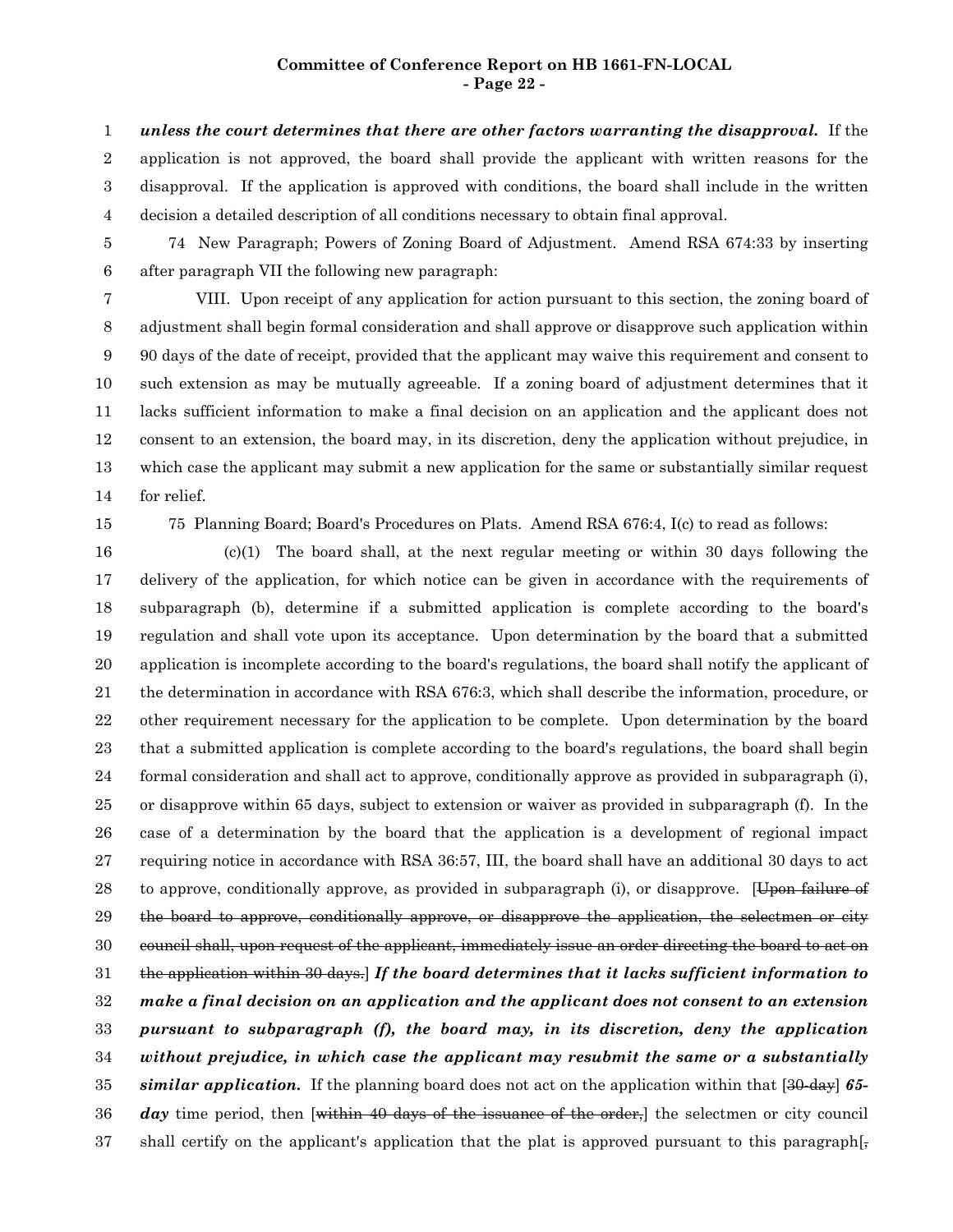*unless the court determines that there are other factors warranting the disapproval.* If the application is not approved, the board shall provide the applicant with written reasons for the disapproval. If the application is approved with conditions, the board shall include in the written decision a detailed description of all conditions necessary to obtain final approval.

74 New Paragraph; Powers of Zoning Board of Adjustment. Amend RSA 674:33 by inserting after paragraph VII the following new paragraph:

VIII. Upon receipt of any application for action pursuant to this section, the zoning board of adjustment shall begin formal consideration and shall approve or disapprove such application within 90 days of the date of receipt, provided that the applicant may waive this requirement and consent to such extension as may be mutually agreeable. If a zoning board of adjustment determines that it lacks sufficient information to make a final decision on an application and the applicant does not consent to an extension, the board may, in its discretion, deny the application without prejudice, in which case the applicant may submit a new application for the same or substantially similar request for relief.

75 Planning Board; Board's Procedures on Plats. Amend RSA 676:4, I(c) to read as follows:

(c)(1) The board shall, at the next regular meeting or within 30 days following the delivery of the application, for which notice can be given in accordance with the requirements of subparagraph (b), determine if a submitted application is complete according to the board's regulation and shall vote upon its acceptance. Upon determination by the board that a submitted application is incomplete according to the board's regulations, the board shall notify the applicant of the determination in accordance with RSA 676:3, which shall describe the information, procedure, or other requirement necessary for the application to be complete. Upon determination by the board that a submitted application is complete according to the board's regulations, the board shall begin formal consideration and shall act to approve, conditionally approve as provided in subparagraph (i), or disapprove within 65 days, subject to extension or waiver as provided in subparagraph (f). In the case of a determination by the board that the application is a development of regional impact requiring notice in accordance with RSA 36:57, III, the board shall have an additional 30 days to act to approve, conditionally approve, as provided in subparagraph (i), or disapprove. [~~Upon failure of the board to approve, conditionally approve, or disapprove the application, the selectmen or city council shall, upon request of the applicant, immediately issue an order directing the board to act on the application within 30 days.~~] ***If the board determines that it lacks sufficient information to make a final decision on an application and the applicant does not consent to an extension pursuant to subparagraph (f), the board may, in its discretion, deny the application without prejudice, in which case the applicant may resubmit the same or a substantially similar application.*** If the planning board does not act on the application within that [~~30-day~~] ***65-day*** time period, then [~~within 40 days of the issuance of the order,~~] the selectmen or city council shall certify on the applicant's application that the plat is approved pursuant to this paragraph[~~,~~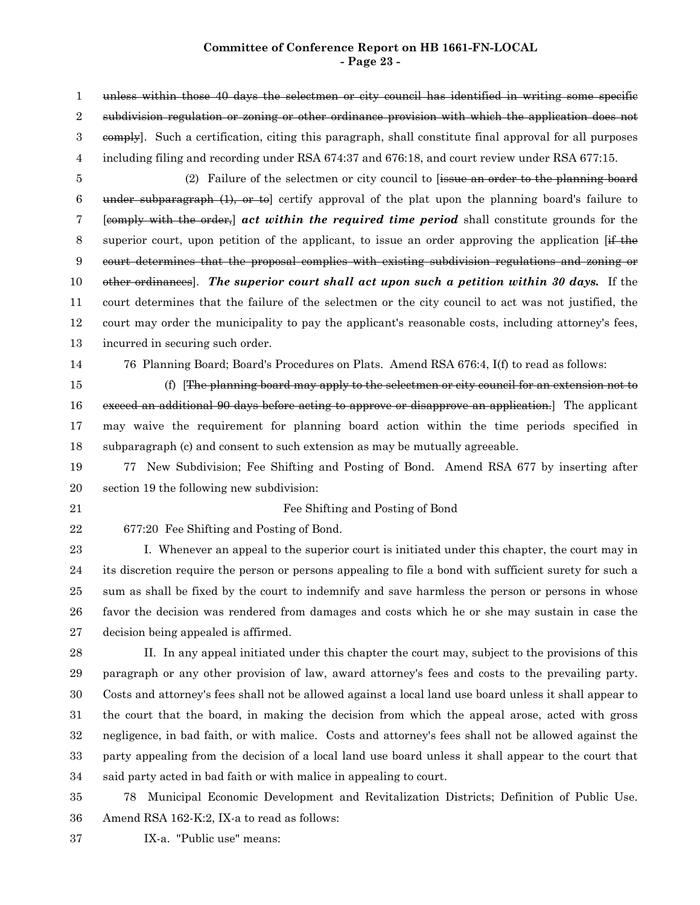~~unless within those 40 days the selectmen or city council has identified in writing some specific subdivision regulation or zoning or other ordinance provision with which the application does not comply~~]. Such a certification, citing this paragraph, shall constitute final approval for all purposes including filing and recording under RSA 674:37 and 676:18, and court review under RSA 677:15.

(2) Failure of the selectmen or city council to [~~issue an order to the planning board under subparagraph (1), or to~~] certify approval of the plat upon the planning board's failure to [~~comply with the order,~~] ***act within the required time period*** shall constitute grounds for the superior court, upon petition of the applicant, to issue an order approving the application [~~if the court determines that the proposal complies with existing subdivision regulations and zoning or other ordinances~~]. ***The superior court shall act upon such a petition within 30 days.*** If the court determines that the failure of the selectmen or the city council to act was not justified, the court may order the municipality to pay the applicant's reasonable costs, including attorney's fees, incurred in securing such order.

76 Planning Board; Board's Procedures on Plats. Amend RSA 676:4, I(f) to read as follows:

(f) [~~The planning board may apply to the selectmen or city council for an extension not to exceed an additional 90 days before acting to approve or disapprove an application.~~] The applicant may waive the requirement for planning board action within the time periods specified in subparagraph (c) and consent to such extension as may be mutually agreeable.

77 New Subdivision; Fee Shifting and Posting of Bond. Amend RSA 677 by inserting after section 19 the following new subdivision:

Fee Shifting and Posting of Bond

677:20 Fee Shifting and Posting of Bond.

I. Whenever an appeal to the superior court is initiated under this chapter, the court may in its discretion require the person or persons appealing to file a bond with sufficient surety for such a sum as shall be fixed by the court to indemnify and save harmless the person or persons in whose favor the decision was rendered from damages and costs which he or she may sustain in case the decision being appealed is affirmed.

II. In any appeal initiated under this chapter the court may, subject to the provisions of this paragraph or any other provision of law, award attorney's fees and costs to the prevailing party. Costs and attorney's fees shall not be allowed against a local land use board unless it shall appear to the court that the board, in making the decision from which the appeal arose, acted with gross negligence, in bad faith, or with malice. Costs and attorney's fees shall not be allowed against the party appealing from the decision of a local land use board unless it shall appear to the court that said party acted in bad faith or with malice in appealing to court.

78 Municipal Economic Development and Revitalization Districts; Definition of Public Use. Amend RSA 162-K:2, IX-a to read as follows:

IX-a. "Public use" means: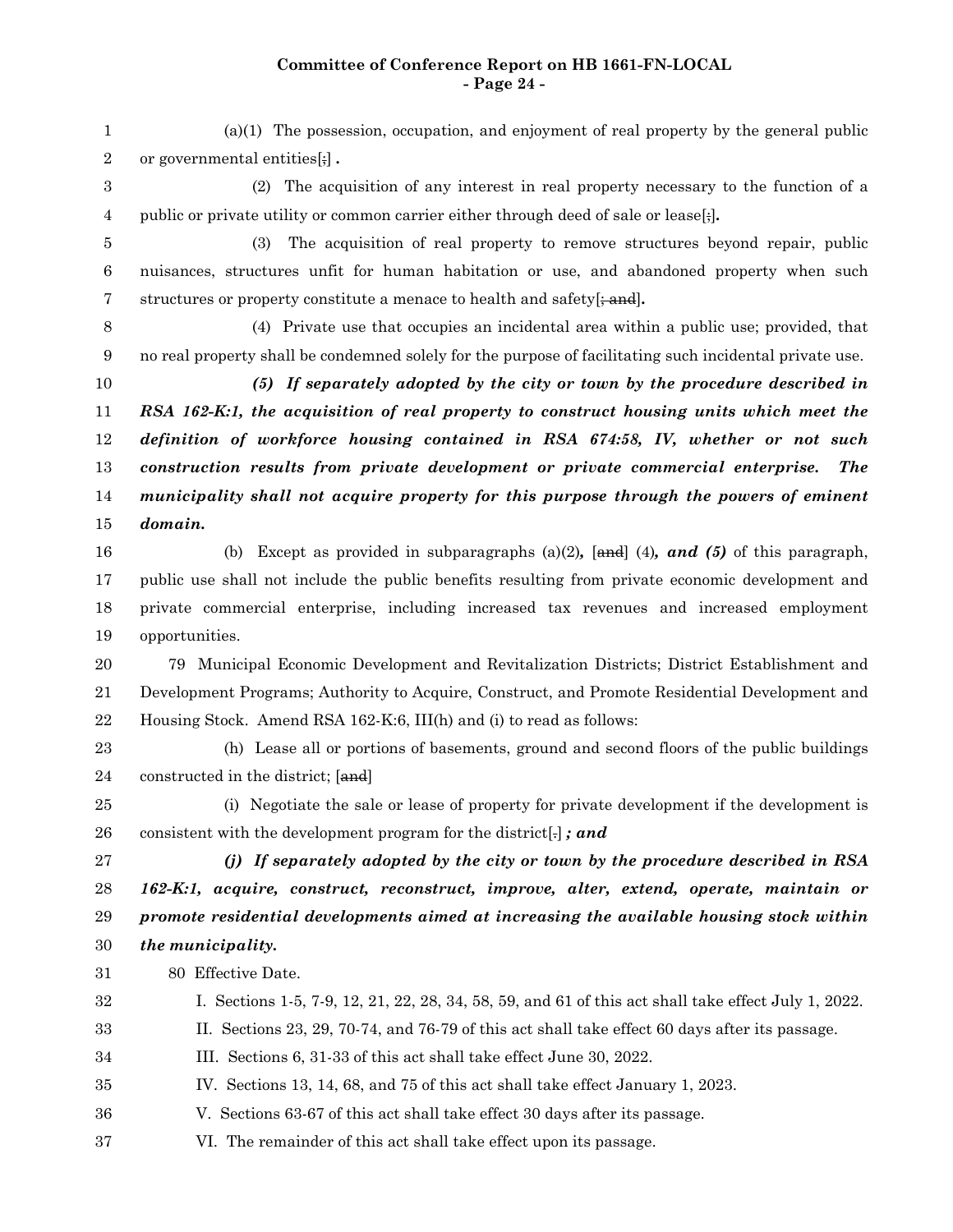(a)(1) The possession, occupation, and enjoyment of real property by the general public or governmental entities[;] **.**

(2) The acquisition of any interest in real property necessary to the function of a public or private utility or common carrier either through deed of sale or lease[;]**.**

(3) The acquisition of real property to remove structures beyond repair, public nuisances, structures unfit for human habitation or use, and abandoned property when such structures or property constitute a menace to health and safety[~~; and~~]**.**

(4) Private use that occupies an incidental area within a public use; provided, that no real property shall be condemned solely for the purpose of facilitating such incidental private use.

***(5) If separately adopted by the city or town by the procedure described in RSA 162-K:1, the acquisition of real property to construct housing units which meet the definition of workforce housing contained in RSA 674:58, IV, whether or not such construction results from private development or private commercial enterprise. The municipality shall not acquire property for this purpose through the powers of eminent domain.***

(b) Except as provided in subparagraphs (a)(2)***,*** [~~and~~] (4)***, and (5)*** of this paragraph, public use shall not include the public benefits resulting from private economic development and private commercial enterprise, including increased tax revenues and increased employment opportunities.

79 Municipal Economic Development and Revitalization Districts; District Establishment and Development Programs; Authority to Acquire, Construct, and Promote Residential Development and Housing Stock. Amend RSA 162-K:6, III(h) and (i) to read as follows:

(h) Lease all or portions of basements, ground and second floors of the public buildings constructed in the district; [~~and~~]

(i) Negotiate the sale or lease of property for private development if the development is consistent with the development program for the district[~~.~~] ***; and***

***(j) If separately adopted by the city or town by the procedure described in RSA 162-K:1, acquire, construct, reconstruct, improve, alter, extend, operate, maintain or promote residential developments aimed at increasing the available housing stock within the municipality.***

80 Effective Date.

I. Sections 1-5, 7-9, 12, 21, 22, 28, 34, 58, 59, and 61 of this act shall take effect July 1, 2022.

II. Sections 23, 29, 70-74, and 76-79 of this act shall take effect 60 days after its passage.

III. Sections 6, 31-33 of this act shall take effect June 30, 2022.

IV. Sections 13, 14, 68, and 75 of this act shall take effect January 1, 2023.

V. Sections 63-67 of this act shall take effect 30 days after its passage.

VI. The remainder of this act shall take effect upon its passage.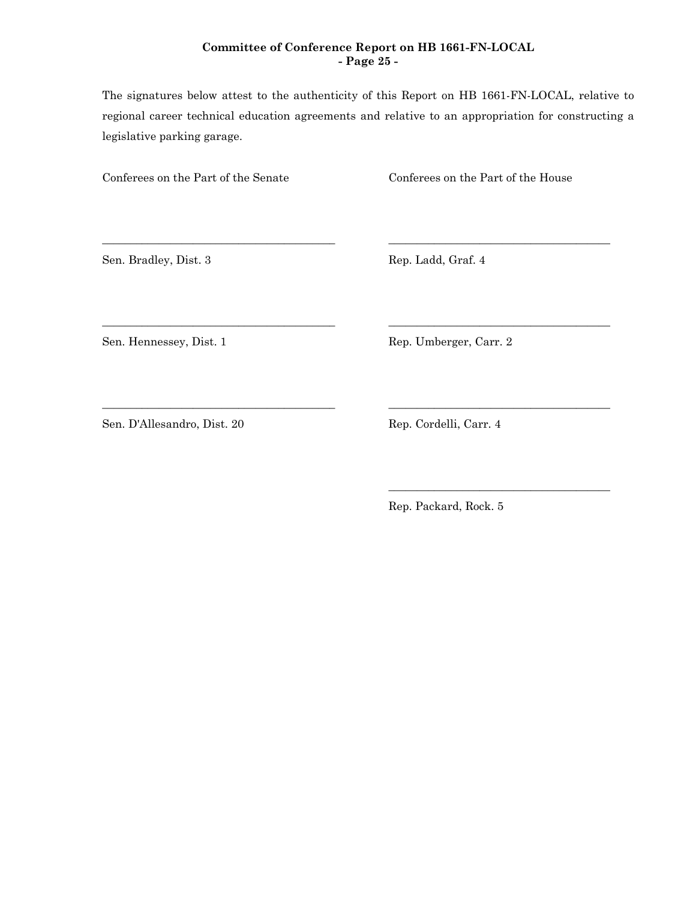The signatures below attest to the authenticity of this Report on HB 1661-FN-LOCAL, relative to regional career technical education agreements and relative to an appropriation for constructing a legislative parking garage.

| Conferees on the Part of the Senate | Conferees on the Part of the House |
| --- | --- |
| Sen. Bradley, Dist. 3 | Rep. Ladd, Graf. 4 |
| Sen. Hennessey, Dist. 1 | Rep. Umberger, Carr. 2 |
| Sen. D'Allesandro, Dist. 20 | Rep. Cordelli, Carr. 4 |
| | Rep. Packard, Rock. 5 |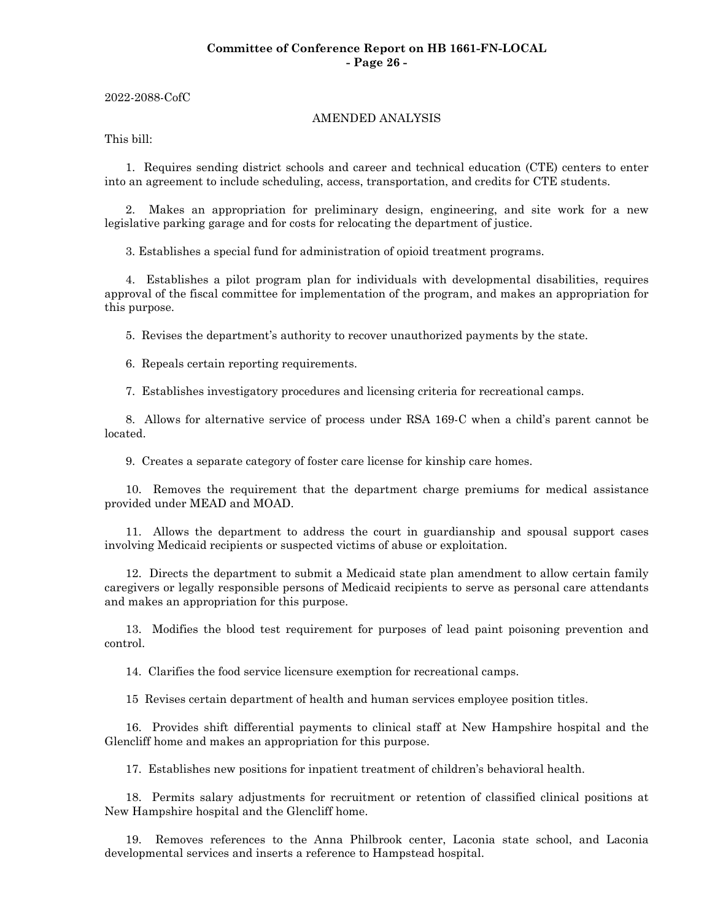2022-2088-CofC

AMENDED ANALYSIS

This bill:

1. Requires sending district schools and career and technical education (CTE) centers to enter into an agreement to include scheduling, access, transportation, and credits for CTE students.

2. Makes an appropriation for preliminary design, engineering, and site work for a new legislative parking garage and for costs for relocating the department of justice.

3. Establishes a special fund for administration of opioid treatment programs.

4. Establishes a pilot program plan for individuals with developmental disabilities, requires approval of the fiscal committee for implementation of the program, and makes an appropriation for this purpose.

5. Revises the department's authority to recover unauthorized payments by the state.

6. Repeals certain reporting requirements.

7. Establishes investigatory procedures and licensing criteria for recreational camps.

8. Allows for alternative service of process under RSA 169-C when a child's parent cannot be located.

9. Creates a separate category of foster care license for kinship care homes.

10. Removes the requirement that the department charge premiums for medical assistance provided under MEAD and MOAD.

11. Allows the department to address the court in guardianship and spousal support cases involving Medicaid recipients or suspected victims of abuse or exploitation.

12. Directs the department to submit a Medicaid state plan amendment to allow certain family caregivers or legally responsible persons of Medicaid recipients to serve as personal care attendants and makes an appropriation for this purpose.

13. Modifies the blood test requirement for purposes of lead paint poisoning prevention and control.

14. Clarifies the food service licensure exemption for recreational camps.

15 Revises certain department of health and human services employee position titles.

16. Provides shift differential payments to clinical staff at New Hampshire hospital and the Glencliff home and makes an appropriation for this purpose.

17. Establishes new positions for inpatient treatment of children's behavioral health.

18. Permits salary adjustments for recruitment or retention of classified clinical positions at New Hampshire hospital and the Glencliff home.

19. Removes references to the Anna Philbrook center, Laconia state school, and Laconia developmental services and inserts a reference to Hampstead hospital.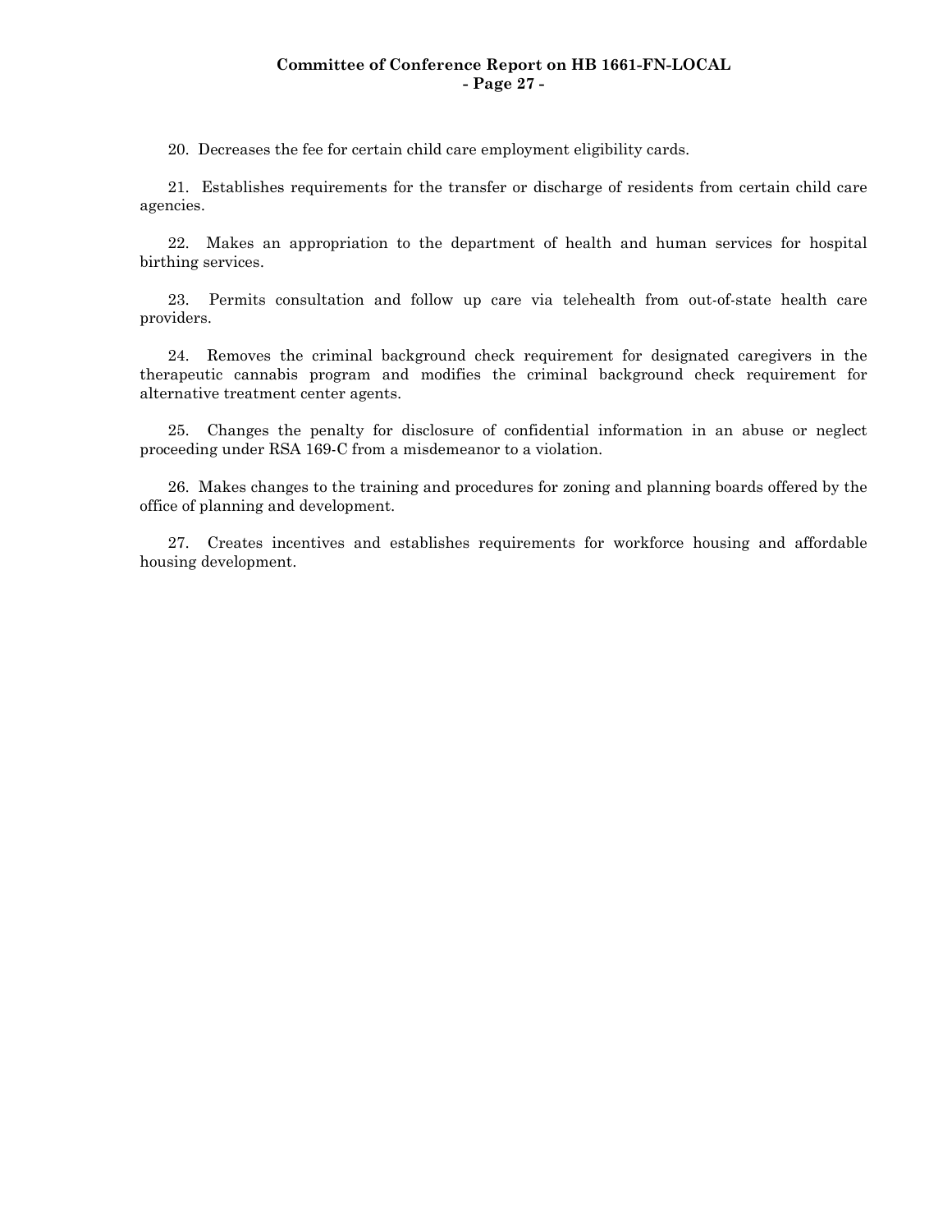20. Decreases the fee for certain child care employment eligibility cards.

21. Establishes requirements for the transfer or discharge of residents from certain child care agencies.

22. Makes an appropriation to the department of health and human services for hospital birthing services.

23. Permits consultation and follow up care via telehealth from out-of-state health care providers.

24. Removes the criminal background check requirement for designated caregivers in the therapeutic cannabis program and modifies the criminal background check requirement for alternative treatment center agents.

25. Changes the penalty for disclosure of confidential information in an abuse or neglect proceeding under RSA 169-C from a misdemeanor to a violation.

26. Makes changes to the training and procedures for zoning and planning boards offered by the office of planning and development.

27. Creates incentives and establishes requirements for workforce housing and affordable housing development.